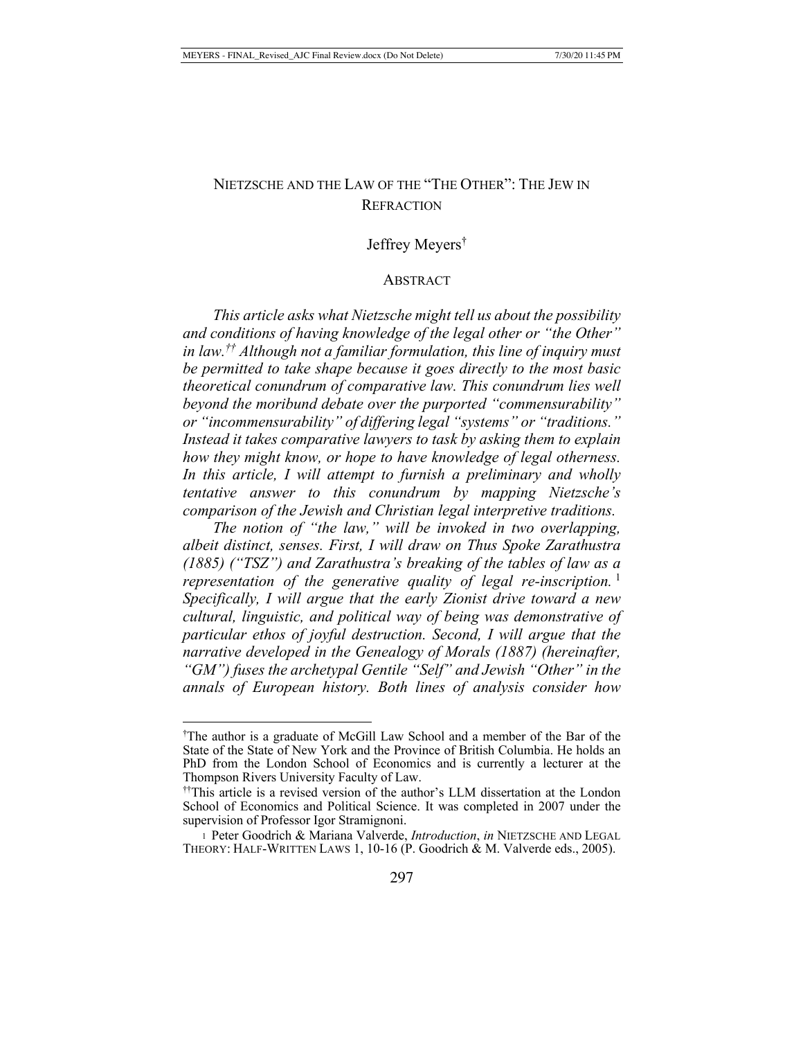# NIETZSCHE AND THE LAW OF THE "THE OTHER": THE JEW IN REFRACTION

Jeffrey Meyers[†]

## ABSTRACT

*This article asks what Nietzsche might tell us about the possibility and conditions of having knowledge of the legal other or "the Other" in law.*[††] *Although not a familiar formulation, this line of inquiry must be permitted to take shape because it goes directly to the most basic theoretical conundrum of comparative law. This conundrum lies well beyond the moribund debate over the purported "commensurability" or "incommensurability" of differing legal "systems" or "traditions." Instead it takes comparative lawyers to task by asking them to explain how they might know, or hope to have knowledge of legal otherness. In this article, I will attempt to furnish a preliminary and wholly tentative answer to this conundrum by mapping Nietzsche's comparison of the Jewish and Christian legal interpretive traditions.*

*The notion of "the law," will be invoked in two overlapping, albeit distinct, senses. First, I will draw on Thus Spoke Zarathustra (1885) ("TSZ") and Zarathustra's breaking of the tables of law as a representation of the generative quality of legal re-inscription.*[1] *Specifically, I will argue that the early Zionist drive toward a new cultural, linguistic, and political way of being was demonstrative of particular ethos of joyful destruction. Second, I will argue that the narrative developed in the Genealogy of Morals (1887) (hereinafter, "GM") fuses the archetypal Gentile "Self" and Jewish "Other" in the annals of European history. Both lines of analysis consider how*

---

[†]The author is a graduate of McGill Law School and a member of the Bar of the State of the State of New York and the Province of British Columbia. He holds an PhD from the London School of Economics and is currently a lecturer at the Thompson Rivers University Faculty of Law.

[††]This article is a revised version of the author's LLM dissertation at the London School of Economics and Political Science. It was completed in 2007 under the supervision of Professor Igor Stramignoni.

[1] Peter Goodrich & Mariana Valverde, *Introduction*, *in* NIETZSCHE AND LEGAL THEORY: HALF-WRITTEN LAWS 1, 10-16 (P. Goodrich & M. Valverde eds., 2005).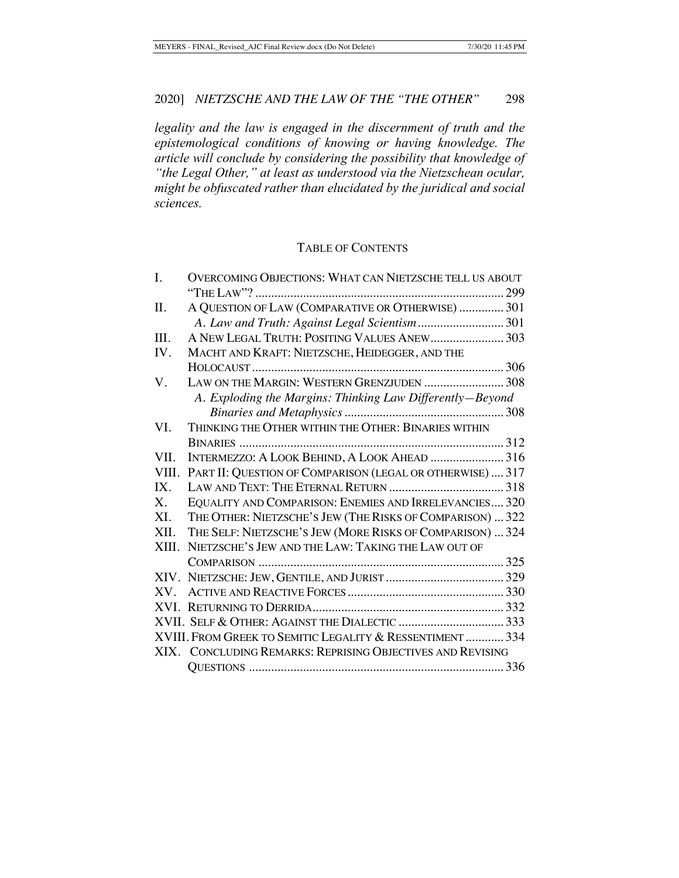*legality and the law is engaged in the discernment of truth and the epistemological conditions of knowing or having knowledge. The article will conclude by considering the possibility that knowledge of "the Legal Other," at least as understood via the Nietzschean ocular, might be obfuscated rather than elucidated by the juridical and social sciences.*

## TABLE OF CONTENTS

| | | |
|---|---|---|
| I. | OVERCOMING OBJECTIONS: WHAT CAN NIETZSCHE TELL US ABOUT "THE LAW"? | 299 |
| II. | A QUESTION OF LAW (COMPARATIVE OR OTHERWISE) | 301 |
| | *A. Law and Truth: Against Legal Scientism* | 301 |
| III. | A NEW LEGAL TRUTH: POSITING VALUES ANEW | 303 |
| IV. | MACHT AND KRAFT: NIETZSCHE, HEIDEGGER, AND THE HOLOCAUST | 306 |
| V. | LAW ON THE MARGIN: WESTERN GRENZJUDEN | 308 |
| | *A. Exploding the Margins: Thinking Law Differently—Beyond Binaries and Metaphysics* | 308 |
| VI. | THINKING THE OTHER WITHIN THE OTHER: BINARIES WITHIN BINARIES | 312 |
| VII. | INTERMEZZO: A LOOK BEHIND, A LOOK AHEAD | 316 |
| VIII. | PART II: QUESTION OF COMPARISON (LEGAL OR OTHERWISE) | 317 |
| IX. | LAW AND TEXT: THE ETERNAL RETURN | 318 |
| X. | EQUALITY AND COMPARISON: ENEMIES AND IRRELEVANCIES | 320 |
| XI. | THE OTHER: NIETZSCHE'S JEW (THE RISKS OF COMPARISON) | 322 |
| XII. | THE SELF: NIETZSCHE'S JEW (MORE RISKS OF COMPARISON) | 324 |
| XIII. | NIETZSCHE'S JEW AND THE LAW: TAKING THE LAW OUT OF COMPARISON | 325 |
| XIV. | NIETZSCHE: JEW, GENTILE, AND JURIST | 329 |
| XV. | ACTIVE AND REACTIVE FORCES | 330 |
| XVI. | RETURNING TO DERRIDA | 332 |
| XVII. | SELF & OTHER: AGAINST THE DIALECTIC | 333 |
| XVIII. | FROM GREEK TO SEMITIC LEGALITY & RESSENTIMENT | 334 |
| XIX. | CONCLUDING REMARKS: REPRISING OBJECTIVES AND REVISING QUESTIONS | 336 |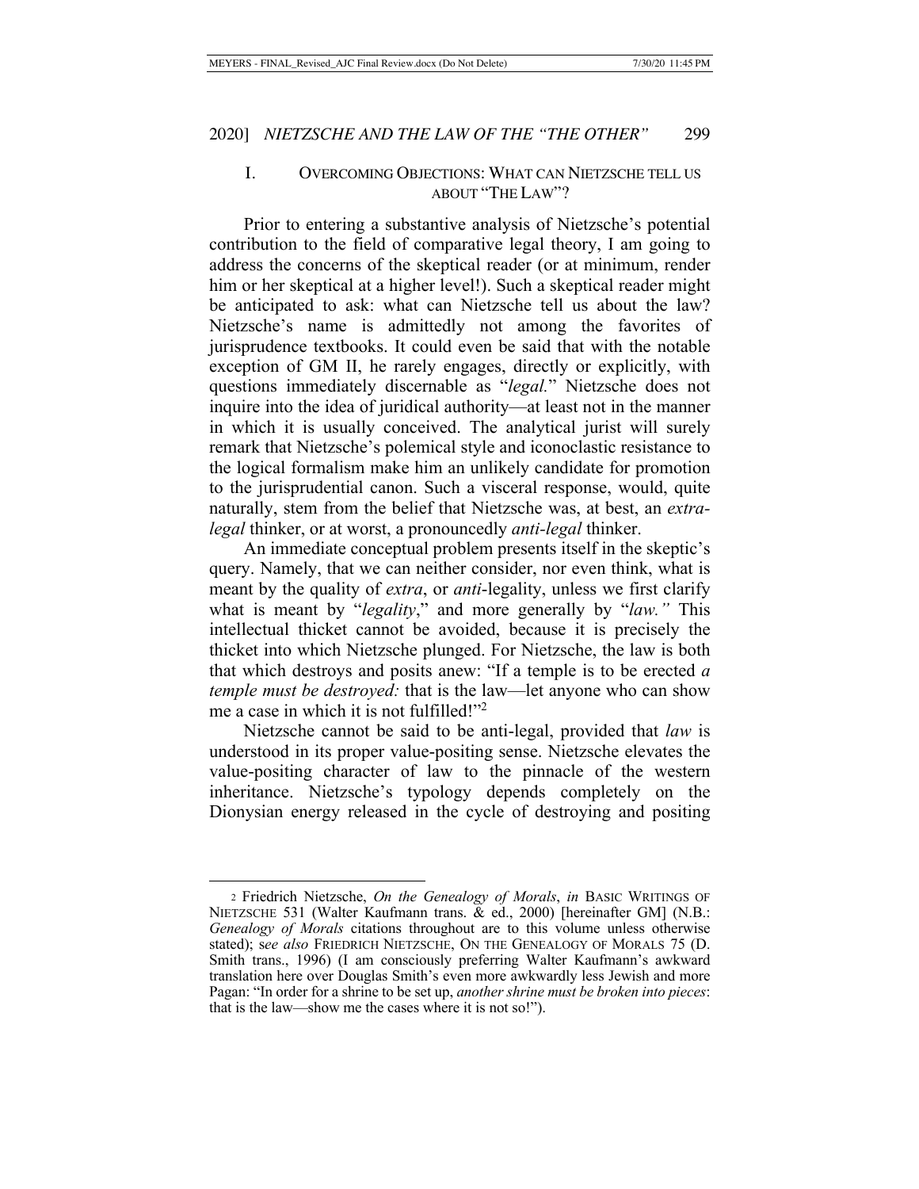## I. OVERCOMING OBJECTIONS: WHAT CAN NIETZSCHE TELL US ABOUT "THE LAW"?

Prior to entering a substantive analysis of Nietzsche's potential contribution to the field of comparative legal theory, I am going to address the concerns of the skeptical reader (or at minimum, render him or her skeptical at a higher level!). Such a skeptical reader might be anticipated to ask: what can Nietzsche tell us about the law? Nietzsche's name is admittedly not among the favorites of jurisprudence textbooks. It could even be said that with the notable exception of GM II, he rarely engages, directly or explicitly, with questions immediately discernable as "*legal.*" Nietzsche does not inquire into the idea of juridical authority—at least not in the manner in which it is usually conceived. The analytical jurist will surely remark that Nietzsche's polemical style and iconoclastic resistance to the logical formalism make him an unlikely candidate for promotion to the jurisprudential canon. Such a visceral response, would, quite naturally, stem from the belief that Nietzsche was, at best, an *extra-legal* thinker, or at worst, a pronouncedly *anti-legal* thinker.

An immediate conceptual problem presents itself in the skeptic's query. Namely, that we can neither consider, nor even think, what is meant by the quality of *extra*, or *anti*-legality, unless we first clarify what is meant by "*legality*," and more generally by "*law.*" This intellectual thicket cannot be avoided, because it is precisely the thicket into which Nietzsche plunged. For Nietzsche, the law is both that which destroys and posits anew: "If a temple is to be erected *a temple must be destroyed:* that is the law—let anyone who can show me a case in which it is not fulfilled!"[2]

Nietzsche cannot be said to be anti-legal, provided that *law* is understood in its proper value-positing sense. Nietzsche elevates the value-positing character of law to the pinnacle of the western inheritance. Nietzsche's typology depends completely on the Dionysian energy released in the cycle of destroying and positing

---

[2] Friedrich Nietzsche, *On the Genealogy of Morals*, *in* BASIC WRITINGS OF NIETZSCHE 531 (Walter Kaufmann trans. & ed., 2000) [hereinafter GM] (N.B.: *Genealogy of Morals* citations throughout are to this volume unless otherwise stated); s*ee also* FRIEDRICH NIETZSCHE, ON THE GENEALOGY OF MORALS 75 (D. Smith trans., 1996) (I am consciously preferring Walter Kaufmann's awkward translation here over Douglas Smith's even more awkwardly less Jewish and more Pagan: "In order for a shrine to be set up, *another shrine must be broken into pieces*: that is the law—show me the cases where it is not so!").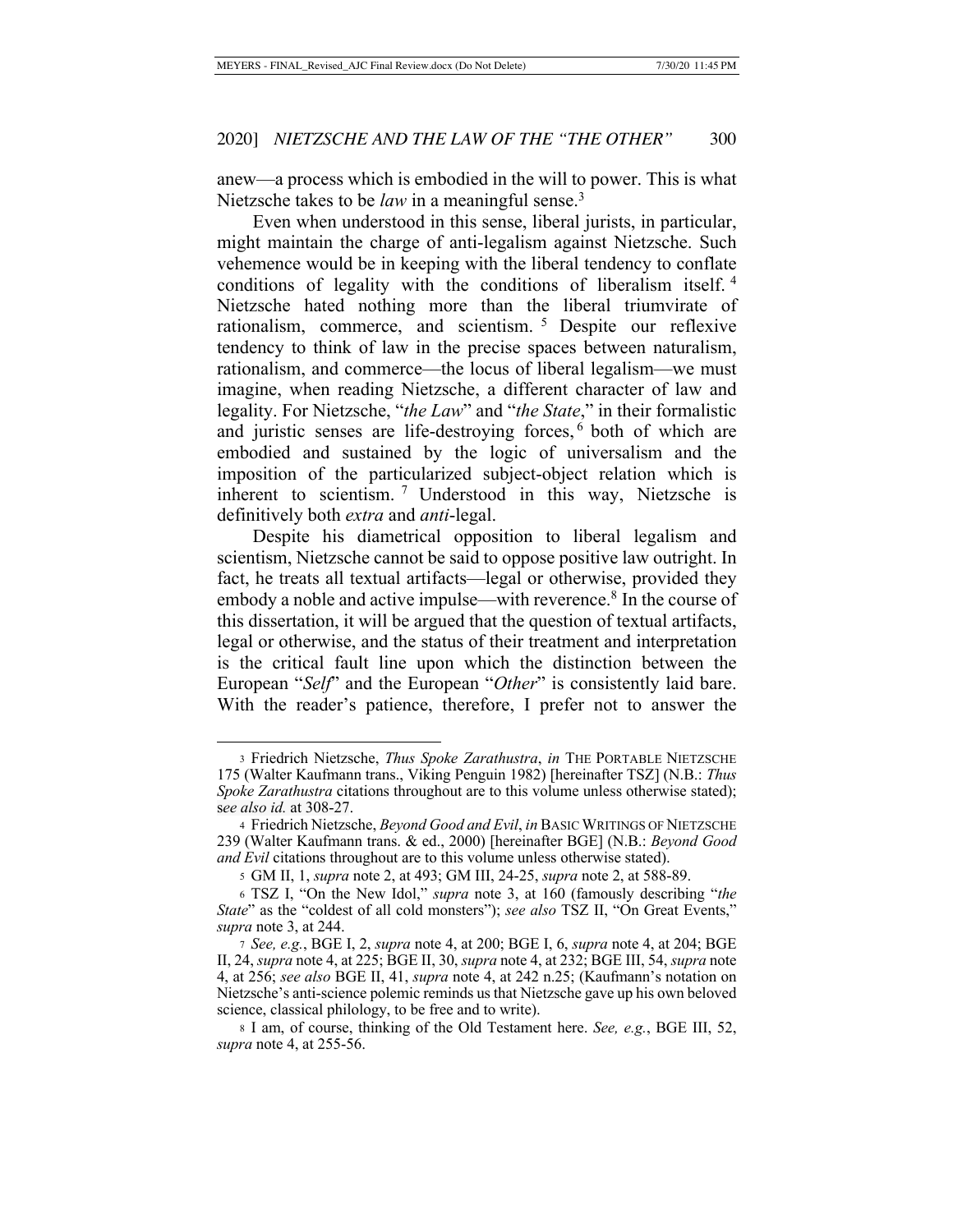anew—a process which is embodied in the will to power. This is what Nietzsche takes to be *law* in a meaningful sense.[3]

Even when understood in this sense, liberal jurists, in particular, might maintain the charge of anti-legalism against Nietzsche. Such vehemence would be in keeping with the liberal tendency to conflate conditions of legality with the conditions of liberalism itself.[4] Nietzsche hated nothing more than the liberal triumvirate of rationalism, commerce, and scientism.[5] Despite our reflexive tendency to think of law in the precise spaces between naturalism, rationalism, and commerce—the locus of liberal legalism—we must imagine, when reading Nietzsche, a different character of law and legality. For Nietzsche, "*the Law*" and "*the State*," in their formalistic and juristic senses are life-destroying forces,[6] both of which are embodied and sustained by the logic of universalism and the imposition of the particularized subject-object relation which is inherent to scientism.[7] Understood in this way, Nietzsche is definitively both *extra* and *anti*-legal.

Despite his diametrical opposition to liberal legalism and scientism, Nietzsche cannot be said to oppose positive law outright. In fact, he treats all textual artifacts—legal or otherwise, provided they embody a noble and active impulse—with reverence.[8] In the course of this dissertation, it will be argued that the question of textual artifacts, legal or otherwise, and the status of their treatment and interpretation is the critical fault line upon which the distinction between the European "*Self*" and the European "*Other*" is consistently laid bare. With the reader's patience, therefore, I prefer not to answer the

---

[3] Friedrich Nietzsche, *Thus Spoke Zarathustra*, *in* THE PORTABLE NIETZSCHE 175 (Walter Kaufmann trans., Viking Penguin 1982) [hereinafter TSZ] (N.B.: *Thus Spoke Zarathustra* citations throughout are to this volume unless otherwise stated); s*ee also id.* at 308-27.

[4] Friedrich Nietzsche, *Beyond Good and Evil*, *in* BASIC WRITINGS OF NIETZSCHE 239 (Walter Kaufmann trans. & ed., 2000) [hereinafter BGE] (N.B.: *Beyond Good and Evil* citations throughout are to this volume unless otherwise stated).

[5] GM II, 1, *supra* note 2, at 493; GM III, 24-25, *supra* note 2, at 588-89.

[6] TSZ I, "On the New Idol," *supra* note 3, at 160 (famously describing "*the State*" as the "coldest of all cold monsters"); *see also* TSZ II, "On Great Events," *supra* note 3, at 244.

[7] *See, e.g.*, BGE I, 2, *supra* note 4, at 200; BGE I, 6, *supra* note 4, at 204; BGE II, 24, *supra* note 4, at 225; BGE II, 30, *supra* note 4, at 232; BGE III, 54, *supra* note 4, at 256; *see also* BGE II, 41, *supra* note 4, at 242 n.25; (Kaufmann's notation on Nietzsche's anti-science polemic reminds us that Nietzsche gave up his own beloved science, classical philology, to be free and to write).

[8] I am, of course, thinking of the Old Testament here. *See, e.g.*, BGE III, 52, *supra* note 4, at 255-56.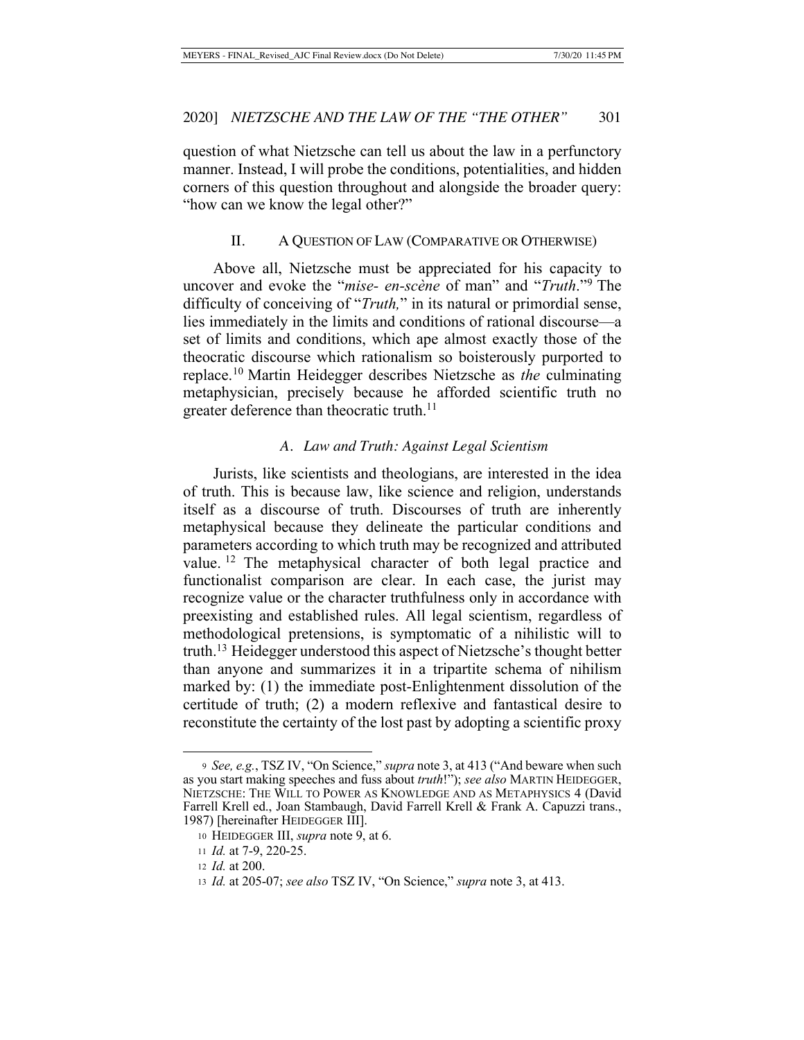question of what Nietzsche can tell us about the law in a perfunctory manner. Instead, I will probe the conditions, potentialities, and hidden corners of this question throughout and alongside the broader query: "how can we know the legal other?"

## II. A QUESTION OF LAW (COMPARATIVE OR OTHERWISE)

Above all, Nietzsche must be appreciated for his capacity to uncover and evoke the "*mise- en-scène* of man" and "*Truth*."[9] The difficulty of conceiving of "*Truth,*" in its natural or primordial sense, lies immediately in the limits and conditions of rational discourse—a set of limits and conditions, which ape almost exactly those of the theocratic discourse which rationalism so boisterously purported to replace.[10] Martin Heidegger describes Nietzsche as *the* culminating metaphysician, precisely because he afforded scientific truth no greater deference than theocratic truth.[11]

### *A. Law and Truth: Against Legal Scientism*

Jurists, like scientists and theologians, are interested in the idea of truth. This is because law, like science and religion, understands itself as a discourse of truth. Discourses of truth are inherently metaphysical because they delineate the particular conditions and parameters according to which truth may be recognized and attributed value.[12] The metaphysical character of both legal practice and functionalist comparison are clear. In each case, the jurist may recognize value or the character truthfulness only in accordance with preexisting and established rules. All legal scientism, regardless of methodological pretensions, is symptomatic of a nihilistic will to truth.[13] Heidegger understood this aspect of Nietzsche's thought better than anyone and summarizes it in a tripartite schema of nihilism marked by: (1) the immediate post-Enlightenment dissolution of the certitude of truth; (2) a modern reflexive and fantastical desire to reconstitute the certainty of the lost past by adopting a scientific proxy

---

9 *See, e.g.*, TSZ IV, "On Science," *supra* note 3, at 413 ("And beware when such as you start making speeches and fuss about *truth*!"); *see also* MARTIN HEIDEGGER, NIETZSCHE: THE WILL TO POWER AS KNOWLEDGE AND AS METAPHYSICS 4 (David Farrell Krell ed., Joan Stambaugh, David Farrell Krell & Frank A. Capuzzi trans., 1987) [hereinafter HEIDEGGER III].

10 HEIDEGGER III, *supra* note 9, at 6.

11 *Id.* at 7-9, 220-25.

12 *Id.* at 200.

13 *Id.* at 205-07; *see also* TSZ IV, "On Science," *supra* note 3, at 413.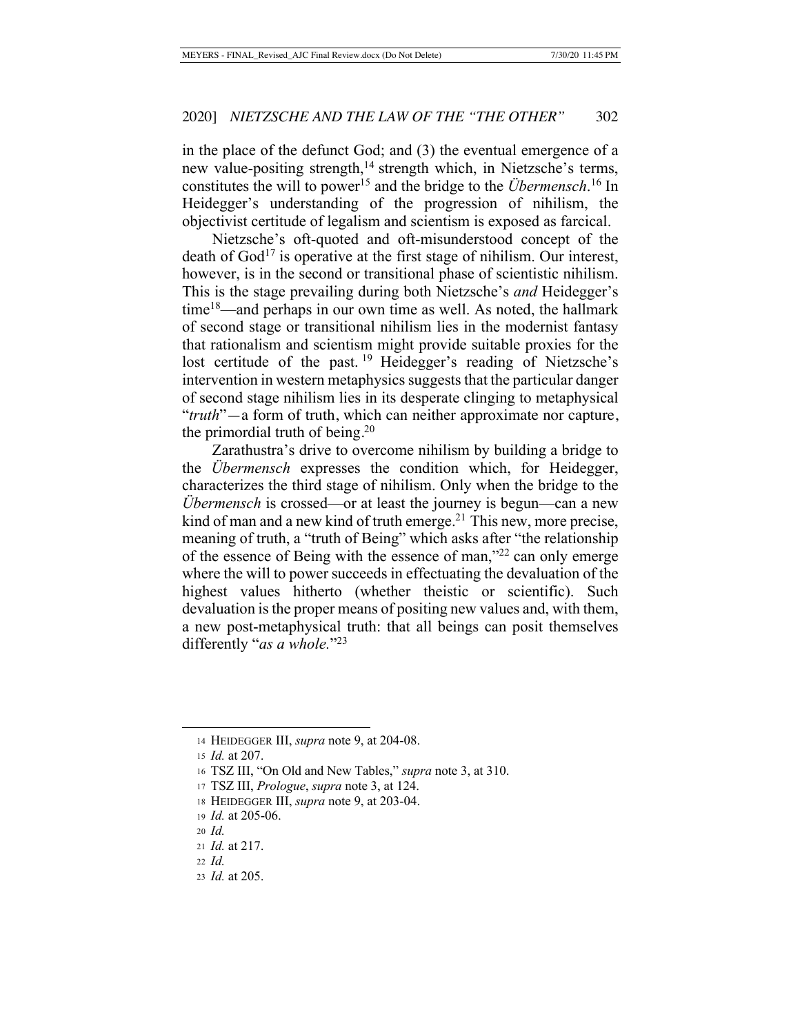in the place of the defunct God; and (3) the eventual emergence of a new value-positing strength,[14] strength which, in Nietzsche's terms, constitutes the will to power[15] and the bridge to the *Übermensch*.[16] In Heidegger's understanding of the progression of nihilism, the objectivist certitude of legalism and scientism is exposed as farcical.

Nietzsche's oft-quoted and oft-misunderstood concept of the death of God[17] is operative at the first stage of nihilism. Our interest, however, is in the second or transitional phase of scientistic nihilism. This is the stage prevailing during both Nietzsche's *and* Heidegger's time[18]—and perhaps in our own time as well. As noted, the hallmark of second stage or transitional nihilism lies in the modernist fantasy that rationalism and scientism might provide suitable proxies for the lost certitude of the past.[19] Heidegger's reading of Nietzsche's intervention in western metaphysics suggests that the particular danger of second stage nihilism lies in its desperate clinging to metaphysical "*truth*"—a form of truth, which can neither approximate nor capture, the primordial truth of being.[20]

Zarathustra's drive to overcome nihilism by building a bridge to the *Übermensch* expresses the condition which, for Heidegger, characterizes the third stage of nihilism. Only when the bridge to the *Übermensch* is crossed—or at least the journey is begun—can a new kind of man and a new kind of truth emerge.[21] This new, more precise, meaning of truth, a "truth of Being" which asks after "the relationship of the essence of Being with the essence of man,"[22] can only emerge where the will to power succeeds in effectuating the devaluation of the highest values hitherto (whether theistic or scientific). Such devaluation is the proper means of positing new values and, with them, a new post-metaphysical truth: that all beings can posit themselves differently "*as a whole.*"[23]

---

14 HEIDEGGER III, *supra* note 9, at 204-08.

15 *Id.* at 207.

16 TSZ III, "On Old and New Tables," *supra* note 3, at 310.

17 TSZ III, *Prologue*, *supra* note 3, at 124.

18 HEIDEGGER III, *supra* note 9, at 203-04.

19 *Id.* at 205-06.

20 *Id.*

21 *Id.* at 217.

22 *Id.*

23 *Id.* at 205.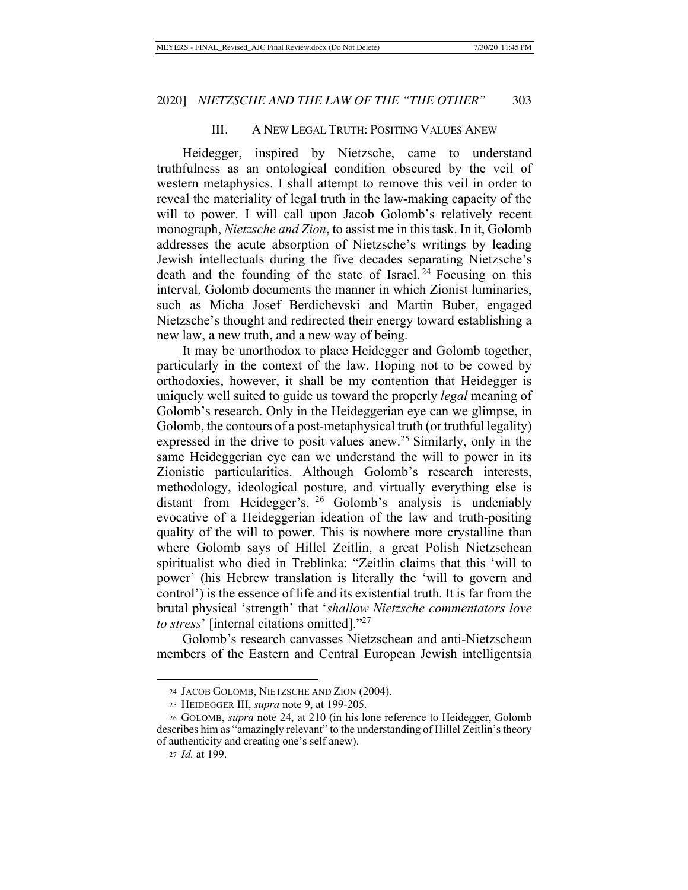## III. A NEW LEGAL TRUTH: POSITING VALUES ANEW

Heidegger, inspired by Nietzsche, came to understand truthfulness as an ontological condition obscured by the veil of western metaphysics. I shall attempt to remove this veil in order to reveal the materiality of legal truth in the law-making capacity of the will to power. I will call upon Jacob Golomb's relatively recent monograph, *Nietzsche and Zion*, to assist me in this task. In it, Golomb addresses the acute absorption of Nietzsche's writings by leading Jewish intellectuals during the five decades separating Nietzsche's death and the founding of the state of Israel.[24] Focusing on this interval, Golomb documents the manner in which Zionist luminaries, such as Micha Josef Berdichevski and Martin Buber, engaged Nietzsche's thought and redirected their energy toward establishing a new law, a new truth, and a new way of being.

It may be unorthodox to place Heidegger and Golomb together, particularly in the context of the law. Hoping not to be cowed by orthodoxies, however, it shall be my contention that Heidegger is uniquely well suited to guide us toward the properly *legal* meaning of Golomb's research. Only in the Heideggerian eye can we glimpse, in Golomb, the contours of a post-metaphysical truth (or truthful legality) expressed in the drive to posit values anew.[25] Similarly, only in the same Heideggerian eye can we understand the will to power in its Zionistic particularities. Although Golomb's research interests, methodology, ideological posture, and virtually everything else is distant from Heidegger's,[26] Golomb's analysis is undeniably evocative of a Heideggerian ideation of the law and truth-positing quality of the will to power. This is nowhere more crystalline than where Golomb says of Hillel Zeitlin, a great Polish Nietzschean spiritualist who died in Treblinka: "Zeitlin claims that this 'will to power' (his Hebrew translation is literally the 'will to govern and control') is the essence of life and its existential truth. It is far from the brutal physical 'strength' that '*shallow Nietzsche commentators love to stress*' [internal citations omitted]."[27]

Golomb's research canvasses Nietzschean and anti-Nietzschean members of the Eastern and Central European Jewish intelligentsia

---

24 JACOB GOLOMB, NIETZSCHE AND ZION (2004).

25 HEIDEGGER III, *supra* note 9, at 199-205.

26 GOLOMB, *supra* note 24, at 210 (in his lone reference to Heidegger, Golomb describes him as "amazingly relevant" to the understanding of Hillel Zeitlin's theory of authenticity and creating one's self anew).

27 *Id.* at 199.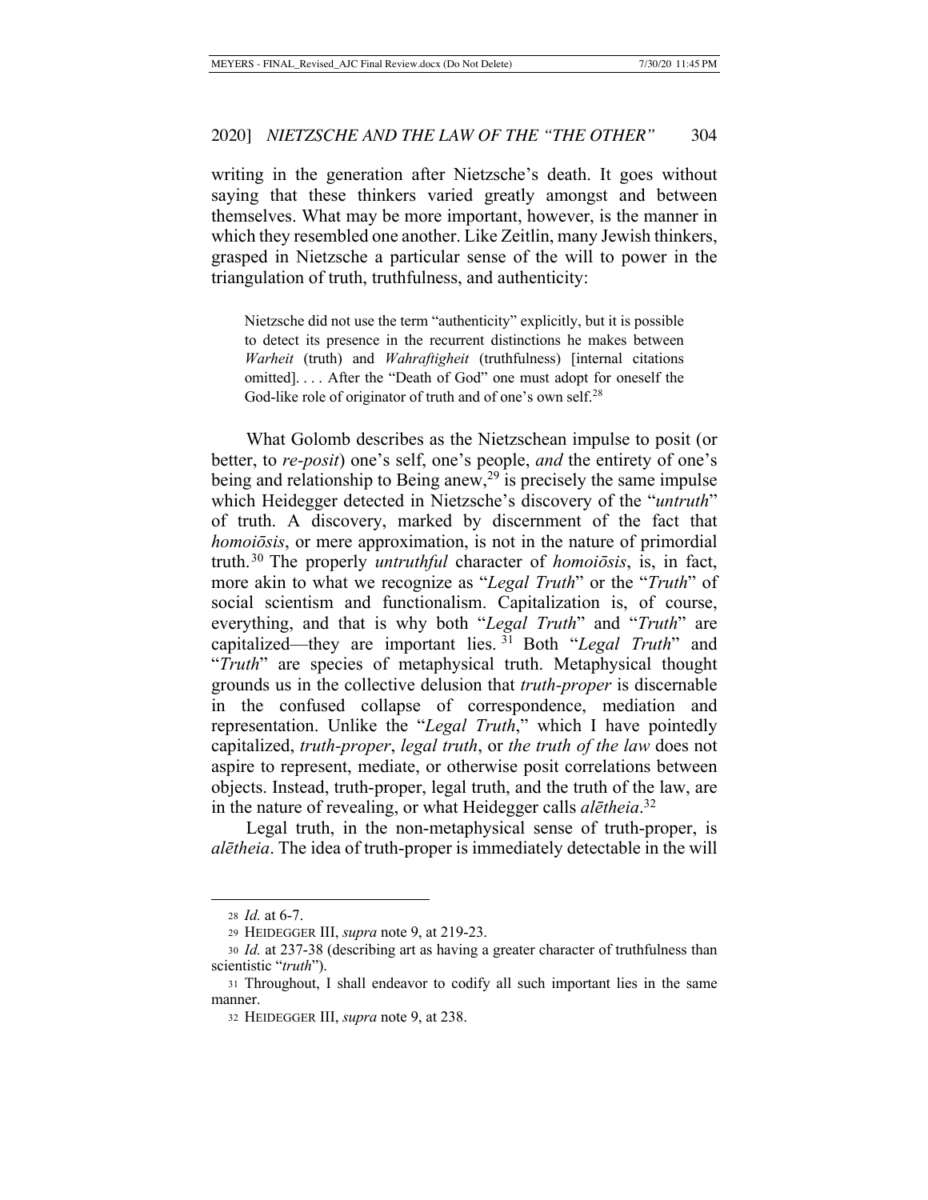writing in the generation after Nietzsche's death. It goes without saying that these thinkers varied greatly amongst and between themselves. What may be more important, however, is the manner in which they resembled one another. Like Zeitlin, many Jewish thinkers, grasped in Nietzsche a particular sense of the will to power in the triangulation of truth, truthfulness, and authenticity:

> Nietzsche did not use the term "authenticity" explicitly, but it is possible to detect its presence in the recurrent distinctions he makes between *Warheit* (truth) and *Wahraftigheit* (truthfulness) [internal citations omitted]. . . . After the "Death of God" one must adopt for oneself the God-like role of originator of truth and of one's own self.[28]

What Golomb describes as the Nietzschean impulse to posit (or better, to *re-posit*) one's self, one's people, *and* the entirety of one's being and relationship to Being anew,[29] is precisely the same impulse which Heidegger detected in Nietzsche's discovery of the "*untruth*" of truth. A discovery, marked by discernment of the fact that *homoiōsis*, or mere approximation, is not in the nature of primordial truth.[30] The properly *untruthful* character of *homoiōsis*, is, in fact, more akin to what we recognize as "*Legal Truth*" or the "*Truth*" of social scientism and functionalism. Capitalization is, of course, everything, and that is why both "*Legal Truth*" and "*Truth*" are capitalized—they are important lies.[31] Both "*Legal Truth*" and "*Truth*" are species of metaphysical truth. Metaphysical thought grounds us in the collective delusion that *truth-proper* is discernable in the confused collapse of correspondence, mediation and representation. Unlike the "*Legal Truth*," which I have pointedly capitalized, *truth-proper*, *legal truth*, or *the truth of the law* does not aspire to represent, mediate, or otherwise posit correlations between objects. Instead, truth-proper, legal truth, and the truth of the law, are in the nature of revealing, or what Heidegger calls *alētheia*.[32]

Legal truth, in the non-metaphysical sense of truth-proper, is *alētheia*. The idea of truth-proper is immediately detectable in the will

---

28 *Id.* at 6-7.

29 HEIDEGGER III, *supra* note 9, at 219-23.

30 *Id.* at 237-38 (describing art as having a greater character of truthfulness than scientistic "*truth*").

31 Throughout, I shall endeavor to codify all such important lies in the same manner.

32 HEIDEGGER III, *supra* note 9, at 238.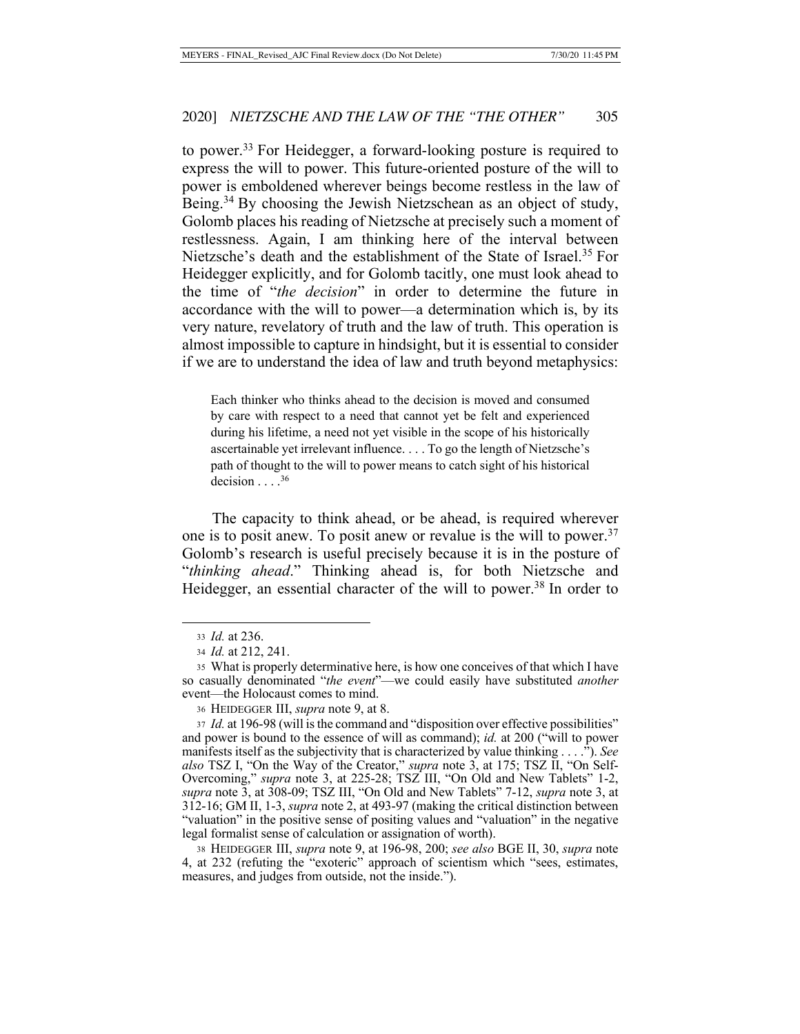to power.[33] For Heidegger, a forward-looking posture is required to express the will to power. This future-oriented posture of the will to power is emboldened wherever beings become restless in the law of Being.[34] By choosing the Jewish Nietzschean as an object of study, Golomb places his reading of Nietzsche at precisely such a moment of restlessness. Again, I am thinking here of the interval between Nietzsche's death and the establishment of the State of Israel.[35] For Heidegger explicitly, and for Golomb tacitly, one must look ahead to the time of "*the decision*" in order to determine the future in accordance with the will to power—a determination which is, by its very nature, revelatory of truth and the law of truth. This operation is almost impossible to capture in hindsight, but it is essential to consider if we are to understand the idea of law and truth beyond metaphysics:

> Each thinker who thinks ahead to the decision is moved and consumed by care with respect to a need that cannot yet be felt and experienced during his lifetime, a need not yet visible in the scope of his historically ascertainable yet irrelevant influence. . . . To go the length of Nietzsche's path of thought to the will to power means to catch sight of his historical decision . . . .[36]

The capacity to think ahead, or be ahead, is required wherever one is to posit anew. To posit anew or revalue is the will to power.[37] Golomb's research is useful precisely because it is in the posture of "*thinking ahead*." Thinking ahead is, for both Nietzsche and Heidegger, an essential character of the will to power.[38] In order to

---

33 *Id.* at 236.

34 *Id.* at 212, 241.

35 What is properly determinative here, is how one conceives of that which I have so casually denominated "*the event*"—we could easily have substituted *another* event—the Holocaust comes to mind.

36 HEIDEGGER III, *supra* note 9, at 8.

37 *Id.* at 196-98 (will is the command and "disposition over effective possibilities" and power is bound to the essence of will as command); *id.* at 200 ("will to power manifests itself as the subjectivity that is characterized by value thinking . . . ."). *See also* TSZ I, "On the Way of the Creator," *supra* note 3, at 175; TSZ II, "On Self-Overcoming," *supra* note 3, at 225-28; TSZ III, "On Old and New Tablets" 1-2, *supra* note 3, at 308-09; TSZ III, "On Old and New Tablets" 7-12, *supra* note 3, at 312-16; GM II, 1-3, *supra* note 2, at 493-97 (making the critical distinction between "valuation" in the positive sense of positing values and "valuation" in the negative legal formalist sense of calculation or assignation of worth).

38 HEIDEGGER III, *supra* note 9, at 196-98, 200; *see also* BGE II, 30, *supra* note 4, at 232 (refuting the "exoteric" approach of scientism which "sees, estimates, measures, and judges from outside, not the inside.").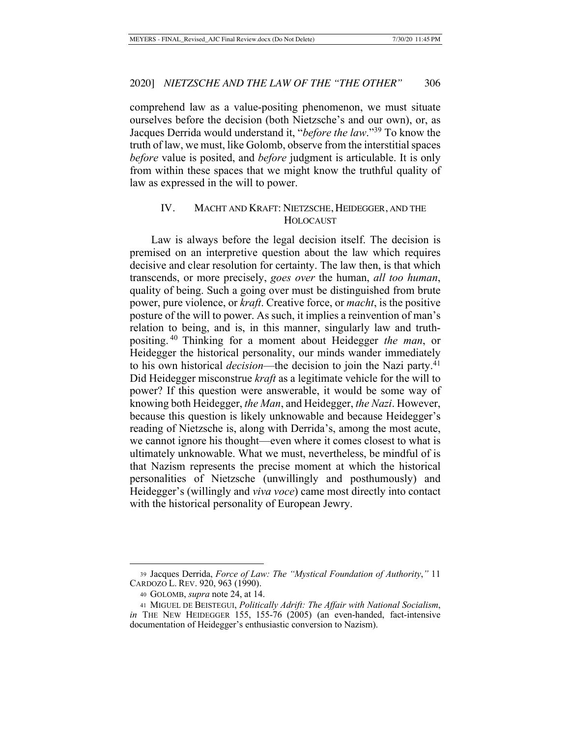comprehend law as a value-positing phenomenon, we must situate ourselves before the decision (both Nietzsche's and our own), or, as Jacques Derrida would understand it, "*before the law*."[39] To know the truth of law, we must, like Golomb, observe from the interstitial spaces *before* value is posited, and *before* judgment is articulable. It is only from within these spaces that we might know the truthful quality of law as expressed in the will to power.

## IV. MACHT AND KRAFT: NIETZSCHE, HEIDEGGER, AND THE HOLOCAUST

Law is always before the legal decision itself. The decision is premised on an interpretive question about the law which requires decisive and clear resolution for certainty. The law then, is that which transcends, or more precisely, *goes over* the human, *all too human*, quality of being. Such a going over must be distinguished from brute power, pure violence, or *kraft*. Creative force, or *macht*, is the positive posture of the will to power. As such, it implies a reinvention of man's relation to being, and is, in this manner, singularly law and truth-positing.[40] Thinking for a moment about Heidegger *the man*, or Heidegger the historical personality, our minds wander immediately to his own historical *decision*—the decision to join the Nazi party.[41] Did Heidegger misconstrue *kraft* as a legitimate vehicle for the will to power? If this question were answerable, it would be some way of knowing both Heidegger, *the Man*, and Heidegger, *the Nazi*. However, because this question is likely unknowable and because Heidegger's reading of Nietzsche is, along with Derrida's, among the most acute, we cannot ignore his thought—even where it comes closest to what is ultimately unknowable. What we must, nevertheless, be mindful of is that Nazism represents the precise moment at which the historical personalities of Nietzsche (unwillingly and posthumously) and Heidegger's (willingly and *viva voce*) came most directly into contact with the historical personality of European Jewry.

---

[39] Jacques Derrida, *Force of Law: The "Mystical Foundation of Authority*,*"* 11 CARDOZO L. REV. 920, 963 (1990).

[40] GOLOMB, *supra* note 24, at 14.

[41] MIGUEL DE BEISTEGUI, *Politically Adrift: The Affair with National Socialism*, *in* THE NEW HEIDEGGER 155, 155-76 (2005) (an even-handed, fact-intensive documentation of Heidegger's enthusiastic conversion to Nazism).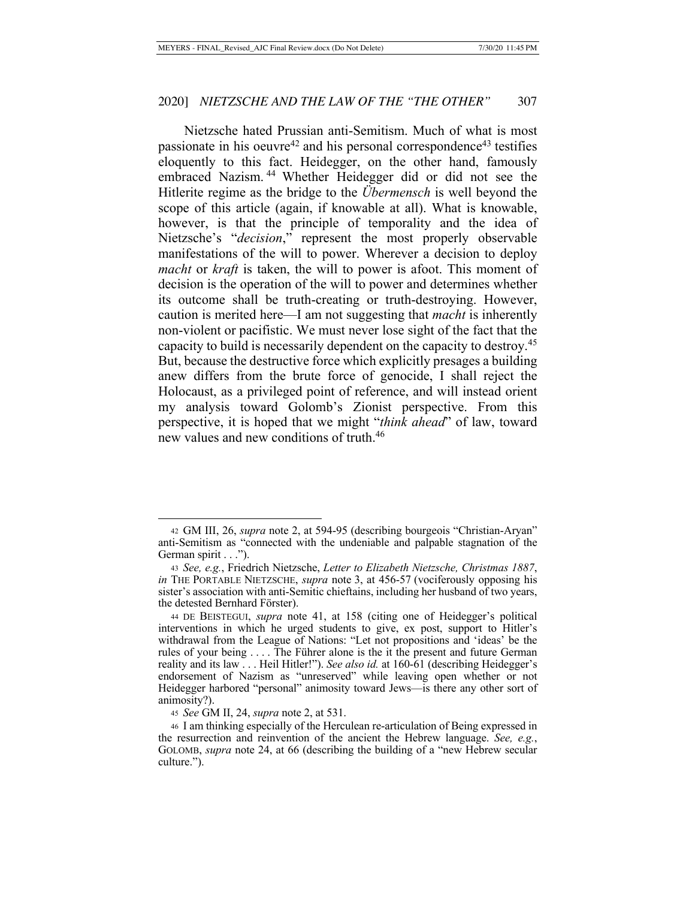Nietzsche hated Prussian anti-Semitism. Much of what is most passionate in his oeuvre[42] and his personal correspondence[43] testifies eloquently to this fact. Heidegger, on the other hand, famously embraced Nazism.[44] Whether Heidegger did or did not see the Hitlerite regime as the bridge to the *Übermensch* is well beyond the scope of this article (again, if knowable at all). What is knowable, however, is that the principle of temporality and the idea of Nietzsche's "*decision*," represent the most properly observable manifestations of the will to power. Wherever a decision to deploy *macht* or *kraft* is taken, the will to power is afoot. This moment of decision is the operation of the will to power and determines whether its outcome shall be truth-creating or truth-destroying. However, caution is merited here—I am not suggesting that *macht* is inherently non-violent or pacifistic. We must never lose sight of the fact that the capacity to build is necessarily dependent on the capacity to destroy.[45] But, because the destructive force which explicitly presages a building anew differs from the brute force of genocide, I shall reject the Holocaust, as a privileged point of reference, and will instead orient my analysis toward Golomb's Zionist perspective. From this perspective, it is hoped that we might "*think ahead*" of law, toward new values and new conditions of truth.[46]

---

[42] GM III, 26, *supra* note 2, at 594-95 (describing bourgeois "Christian-Aryan" anti-Semitism as "connected with the undeniable and palpable stagnation of the German spirit . . .").

[43] *See, e.g.*, Friedrich Nietzsche, *Letter to Elizabeth Nietzsche, Christmas 1887*, *in* THE PORTABLE NIETZSCHE, *supra* note 3, at 456-57 (vociferously opposing his sister's association with anti-Semitic chieftains, including her husband of two years, the detested Bernhard Förster).

[44] DE BEISTEGUI, *supra* note 41, at 158 (citing one of Heidegger's political interventions in which he urged students to give, ex post, support to Hitler's withdrawal from the League of Nations: "Let not propositions and 'ideas' be the rules of your being . . . . The Führer alone is the it the present and future German reality and its law . . . Heil Hitler!"). *See also id.* at 160-61 (describing Heidegger's endorsement of Nazism as "unreserved" while leaving open whether or not Heidegger harbored "personal" animosity toward Jews—is there any other sort of animosity?).

[45] *See* GM II, 24, *supra* note 2, at 531.

[46] I am thinking especially of the Herculean re-articulation of Being expressed in the resurrection and reinvention of the ancient the Hebrew language. *See, e.g.*, GOLOMB, *supra* note 24, at 66 (describing the building of a "new Hebrew secular culture.").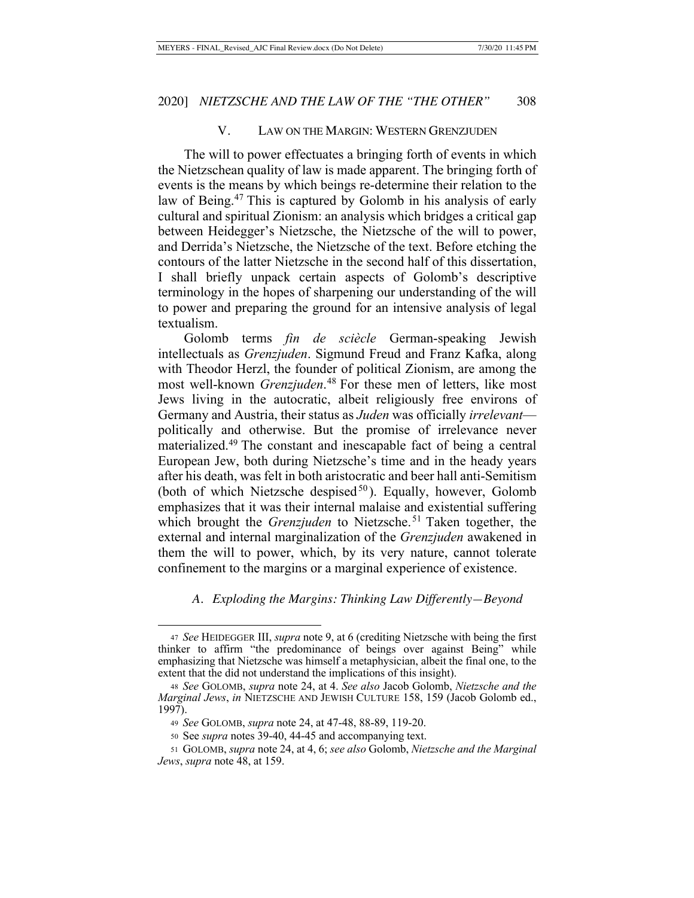## V. Law on the Margin: Western Grenzjuden

The will to power effectuates a bringing forth of events in which the Nietzschean quality of law is made apparent. The bringing forth of events is the means by which beings re-determine their relation to the law of Being.[47] This is captured by Golomb in his analysis of early cultural and spiritual Zionism: an analysis which bridges a critical gap between Heidegger's Nietzsche, the Nietzsche of the will to power, and Derrida's Nietzsche, the Nietzsche of the text. Before etching the contours of the latter Nietzsche in the second half of this dissertation, I shall briefly unpack certain aspects of Golomb's descriptive terminology in the hopes of sharpening our understanding of the will to power and preparing the ground for an intensive analysis of legal textualism.

Golomb terms *fin de sciècle* German-speaking Jewish intellectuals as *Grenzjuden*. Sigmund Freud and Franz Kafka, along with Theodor Herzl, the founder of political Zionism, are among the most well-known *Grenzjuden*.[48] For these men of letters, like most Jews living in the autocratic, albeit religiously free environs of Germany and Austria, their status as *Juden* was officially *irrelevant*—politically and otherwise. But the promise of irrelevance never materialized.[49] The constant and inescapable fact of being a central European Jew, both during Nietzsche's time and in the heady years after his death, was felt in both aristocratic and beer hall anti-Semitism (both of which Nietzsche despised[50]). Equally, however, Golomb emphasizes that it was their internal malaise and existential suffering which brought the *Grenzjuden* to Nietzsche.[51] Taken together, the external and internal marginalization of the *Grenzjuden* awakened in them the will to power, which, by its very nature, cannot tolerate confinement to the margins or a marginal experience of existence.

### *A. Exploding the Margins: Thinking Law Differently—Beyond*

---

47 *See* HEIDEGGER III, *supra* note 9, at 6 (crediting Nietzsche with being the first thinker to affirm "the predominance of beings over against Being" while emphasizing that Nietzsche was himself a metaphysician, albeit the final one, to the extent that the did not understand the implications of this insight).

48 *See* GOLOMB, *supra* note 24, at 4. *See also* Jacob Golomb, *Nietzsche and the Marginal Jews*, *in* NIETZSCHE AND JEWISH CULTURE 158, 159 (Jacob Golomb ed., 1997).

49 *See* GOLOMB, *supra* note 24, at 47-48, 88-89, 119-20.

50 See *supra* notes 39-40, 44-45 and accompanying text.

51 GOLOMB, *supra* note 24, at 4, 6; *see also* Golomb, *Nietzsche and the Marginal Jews*, *supra* note 48, at 159.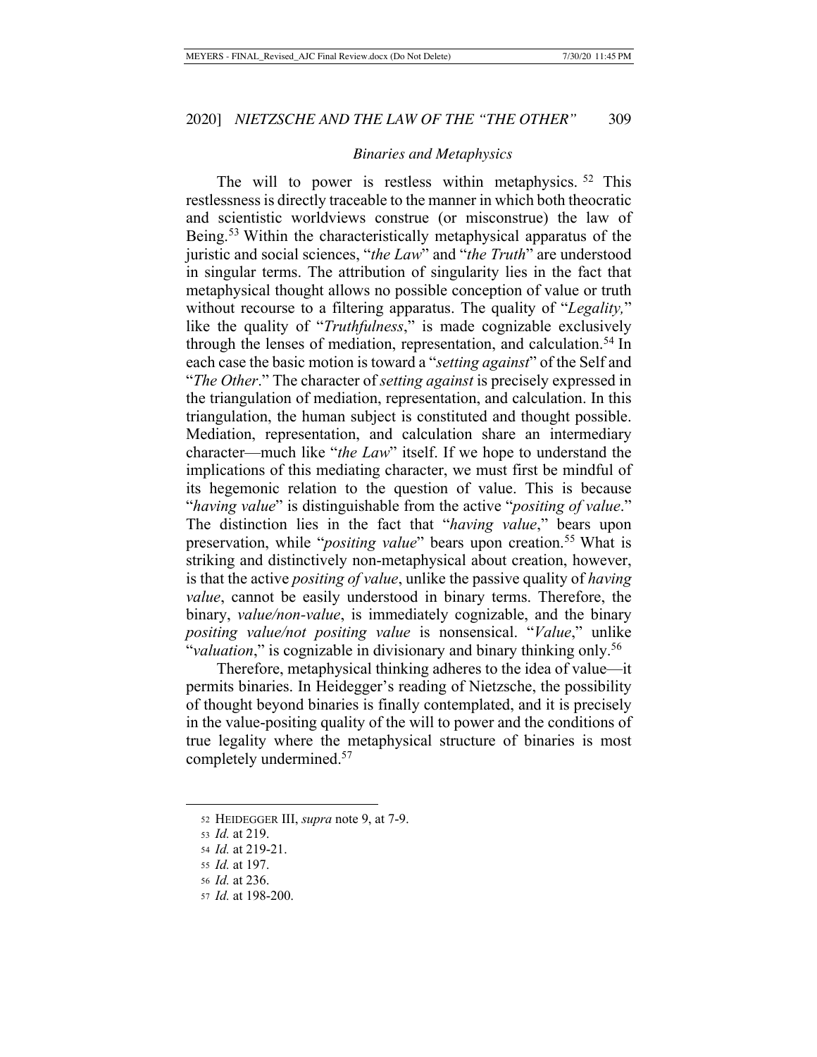### *Binaries and Metaphysics*

The will to power is restless within metaphysics.[52] This restlessness is directly traceable to the manner in which both theocratic and scientistic worldviews construe (or misconstrue) the law of Being.[53] Within the characteristically metaphysical apparatus of the juristic and social sciences, "*the Law*" and "*the Truth*" are understood in singular terms. The attribution of singularity lies in the fact that metaphysical thought allows no possible conception of value or truth without recourse to a filtering apparatus. The quality of "*Legality,*" like the quality of "*Truthfulness*," is made cognizable exclusively through the lenses of mediation, representation, and calculation.[54] In each case the basic motion is toward a "*setting against*" of the Self and "*The Other*." The character of *setting against* is precisely expressed in the triangulation of mediation, representation, and calculation. In this triangulation, the human subject is constituted and thought possible. Mediation, representation, and calculation share an intermediary character—much like "*the Law*" itself. If we hope to understand the implications of this mediating character, we must first be mindful of its hegemonic relation to the question of value. This is because "*having value*" is distinguishable from the active "*positing of value*." The distinction lies in the fact that "*having value*," bears upon preservation, while "*positing value*" bears upon creation.[55] What is striking and distinctively non-metaphysical about creation, however, is that the active *positing of value*, unlike the passive quality of *having value*, cannot be easily understood in binary terms. Therefore, the binary, *value/non-value*, is immediately cognizable, and the binary *positing value/not positing value* is nonsensical. "*Value*," unlike "*valuation*," is cognizable in divisionary and binary thinking only.[56]

Therefore, metaphysical thinking adheres to the idea of value—it permits binaries. In Heidegger's reading of Nietzsche, the possibility of thought beyond binaries is finally contemplated, and it is precisely in the value-positing quality of the will to power and the conditions of true legality where the metaphysical structure of binaries is most completely undermined.[57]

---

52 HEIDEGGER III, *supra* note 9, at 7-9.

53 *Id.* at 219.

54 *Id.* at 219-21.

55 *Id.* at 197.

56 *Id.* at 236.

57 *Id.* at 198-200.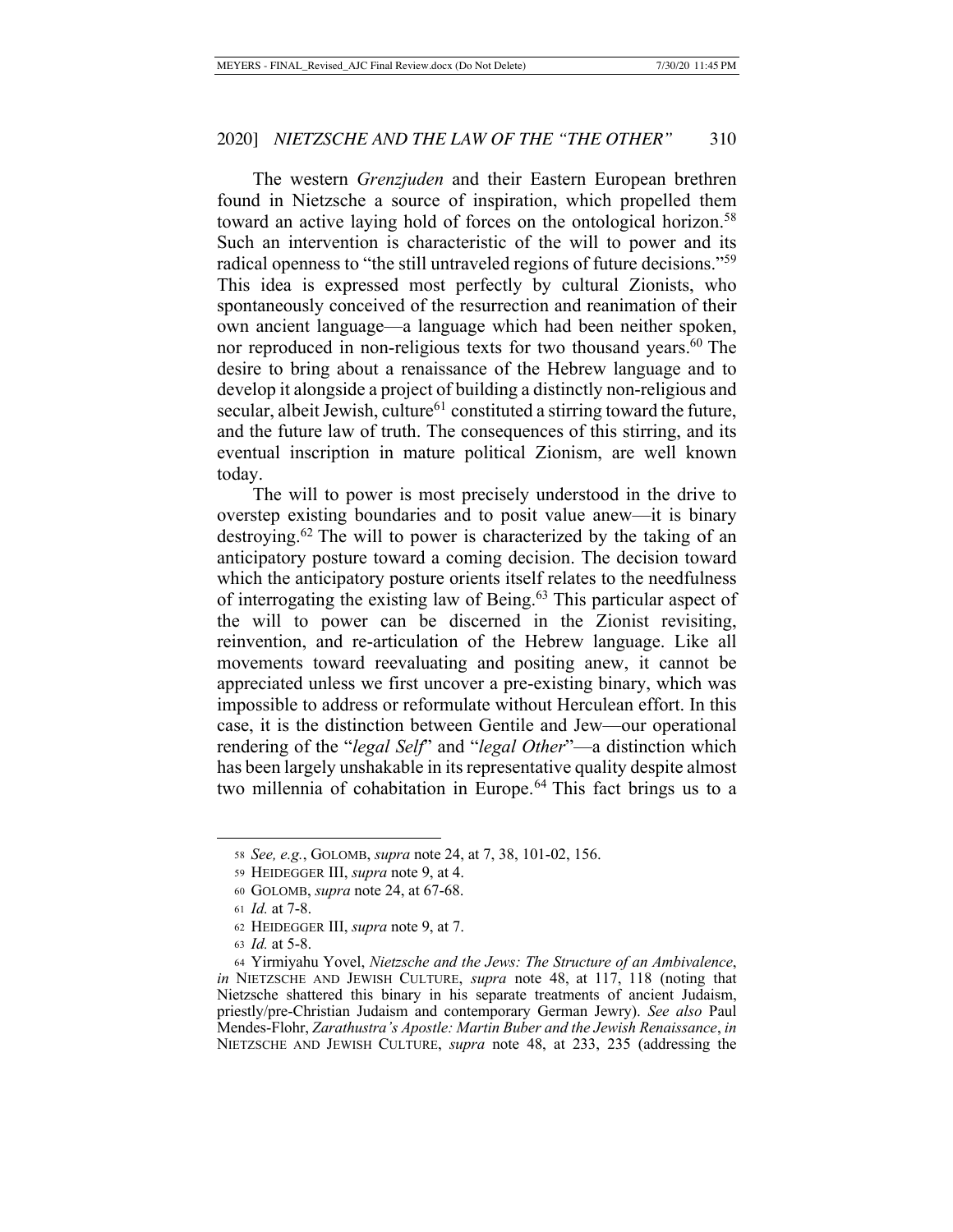The western *Grenzjuden* and their Eastern European brethren found in Nietzsche a source of inspiration, which propelled them toward an active laying hold of forces on the ontological horizon.[58] Such an intervention is characteristic of the will to power and its radical openness to "the still untraveled regions of future decisions."[59] This idea is expressed most perfectly by cultural Zionists, who spontaneously conceived of the resurrection and reanimation of their own ancient language—a language which had been neither spoken, nor reproduced in non-religious texts for two thousand years.[60] The desire to bring about a renaissance of the Hebrew language and to develop it alongside a project of building a distinctly non-religious and secular, albeit Jewish, culture[61] constituted a stirring toward the future, and the future law of truth. The consequences of this stirring, and its eventual inscription in mature political Zionism, are well known today.

The will to power is most precisely understood in the drive to overstep existing boundaries and to posit value anew—it is binary destroying.[62] The will to power is characterized by the taking of an anticipatory posture toward a coming decision. The decision toward which the anticipatory posture orients itself relates to the needfulness of interrogating the existing law of Being.[63] This particular aspect of the will to power can be discerned in the Zionist revisiting, reinvention, and re-articulation of the Hebrew language. Like all movements toward reevaluating and positing anew, it cannot be appreciated unless we first uncover a pre-existing binary, which was impossible to address or reformulate without Herculean effort. In this case, it is the distinction between Gentile and Jew—our operational rendering of the "*legal Self*" and "*legal Other*"—a distinction which has been largely unshakable in its representative quality despite almost two millennia of cohabitation in Europe.[64] This fact brings us to a

---

58 *See, e.g.*, GOLOMB, *supra* note 24, at 7, 38, 101-02, 156.

59 HEIDEGGER III, *supra* note 9, at 4.

60 GOLOMB, *supra* note 24, at 67-68.

61 *Id.* at 7-8.

62 HEIDEGGER III, *supra* note 9, at 7.

63 *Id.* at 5-8.

64 Yirmiyahu Yovel, *Nietzsche and the Jews: The Structure of an Ambivalence*, *in* NIETZSCHE AND JEWISH CULTURE, *supra* note 48, at 117, 118 (noting that Nietzsche shattered this binary in his separate treatments of ancient Judaism, priestly/pre-Christian Judaism and contemporary German Jewry). *See also* Paul Mendes-Flohr, *Zarathustra's Apostle: Martin Buber and the Jewish Renaissance*, *in* NIETZSCHE AND JEWISH CULTURE, *supra* note 48, at 233, 235 (addressing the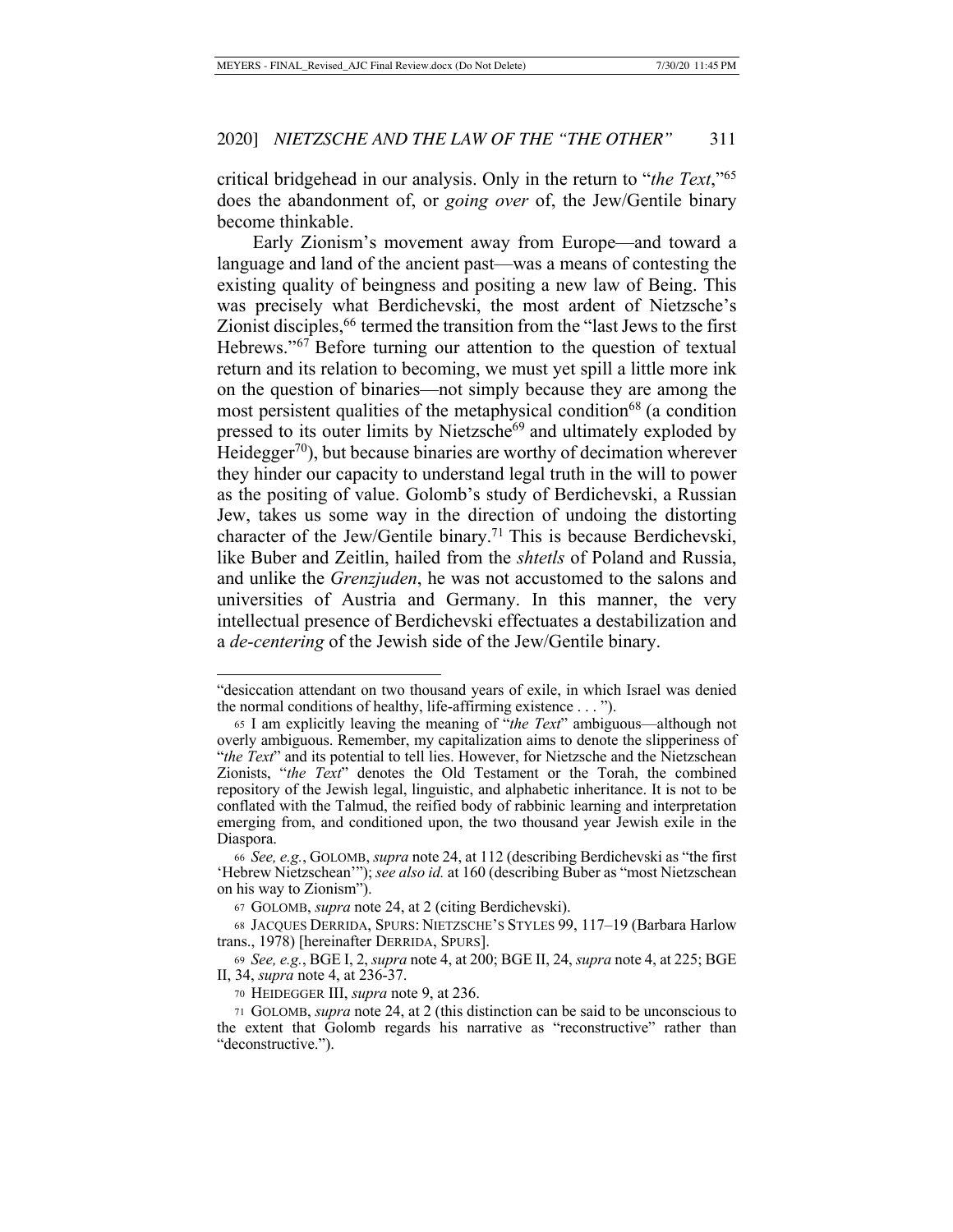critical bridgehead in our analysis. Only in the return to "*the Text*,"[65] does the abandonment of, or *going over* of, the Jew/Gentile binary become thinkable.

Early Zionism's movement away from Europe—and toward a language and land of the ancient past—was a means of contesting the existing quality of beingness and positing a new law of Being. This was precisely what Berdichevski, the most ardent of Nietzsche's Zionist disciples,[66] termed the transition from the "last Jews to the first Hebrews."[67] Before turning our attention to the question of textual return and its relation to becoming, we must yet spill a little more ink on the question of binaries—not simply because they are among the most persistent qualities of the metaphysical condition[68] (a condition pressed to its outer limits by Nietzsche[69] and ultimately exploded by Heidegger[70]), but because binaries are worthy of decimation wherever they hinder our capacity to understand legal truth in the will to power as the positing of value. Golomb's study of Berdichevski, a Russian Jew, takes us some way in the direction of undoing the distorting character of the Jew/Gentile binary.[71] This is because Berdichevski, like Buber and Zeitlin, hailed from the *shtetls* of Poland and Russia, and unlike the *Grenzjuden*, he was not accustomed to the salons and universities of Austria and Germany. In this manner, the very intellectual presence of Berdichevski effectuates a destabilization and a *de-centering* of the Jewish side of the Jew/Gentile binary.

---

"desiccation attendant on two thousand years of exile, in which Israel was denied the normal conditions of healthy, life-affirming existence . . . ").

[65] I am explicitly leaving the meaning of "*the Text*" ambiguous—although not overly ambiguous. Remember, my capitalization aims to denote the slipperiness of "*the Text*" and its potential to tell lies. However, for Nietzsche and the Nietzschean Zionists, "*the Text*" denotes the Old Testament or the Torah, the combined repository of the Jewish legal, linguistic, and alphabetic inheritance. It is not to be conflated with the Talmud, the reified body of rabbinic learning and interpretation emerging from, and conditioned upon, the two thousand year Jewish exile in the Diaspora.

[66] *See, e.g.*, GOLOMB, *supra* note 24, at 112 (describing Berdichevski as "the first 'Hebrew Nietzschean'"); *see also id.* at 160 (describing Buber as "most Nietzschean on his way to Zionism").

[67] GOLOMB, *supra* note 24, at 2 (citing Berdichevski).

[68] JACQUES DERRIDA, SPURS: NIETZSCHE'S STYLES 99, 117–19 (Barbara Harlow trans., 1978) [hereinafter DERRIDA, SPURS].

[69] *See, e.g.*, BGE I, 2, *supra* note 4, at 200; BGE II, 24, *supra* note 4, at 225; BGE II, 34, *supra* note 4, at 236-37.

[70] HEIDEGGER III, *supra* note 9, at 236.

[71] GOLOMB, *supra* note 24, at 2 (this distinction can be said to be unconscious to the extent that Golomb regards his narrative as "reconstructive" rather than "deconstructive.").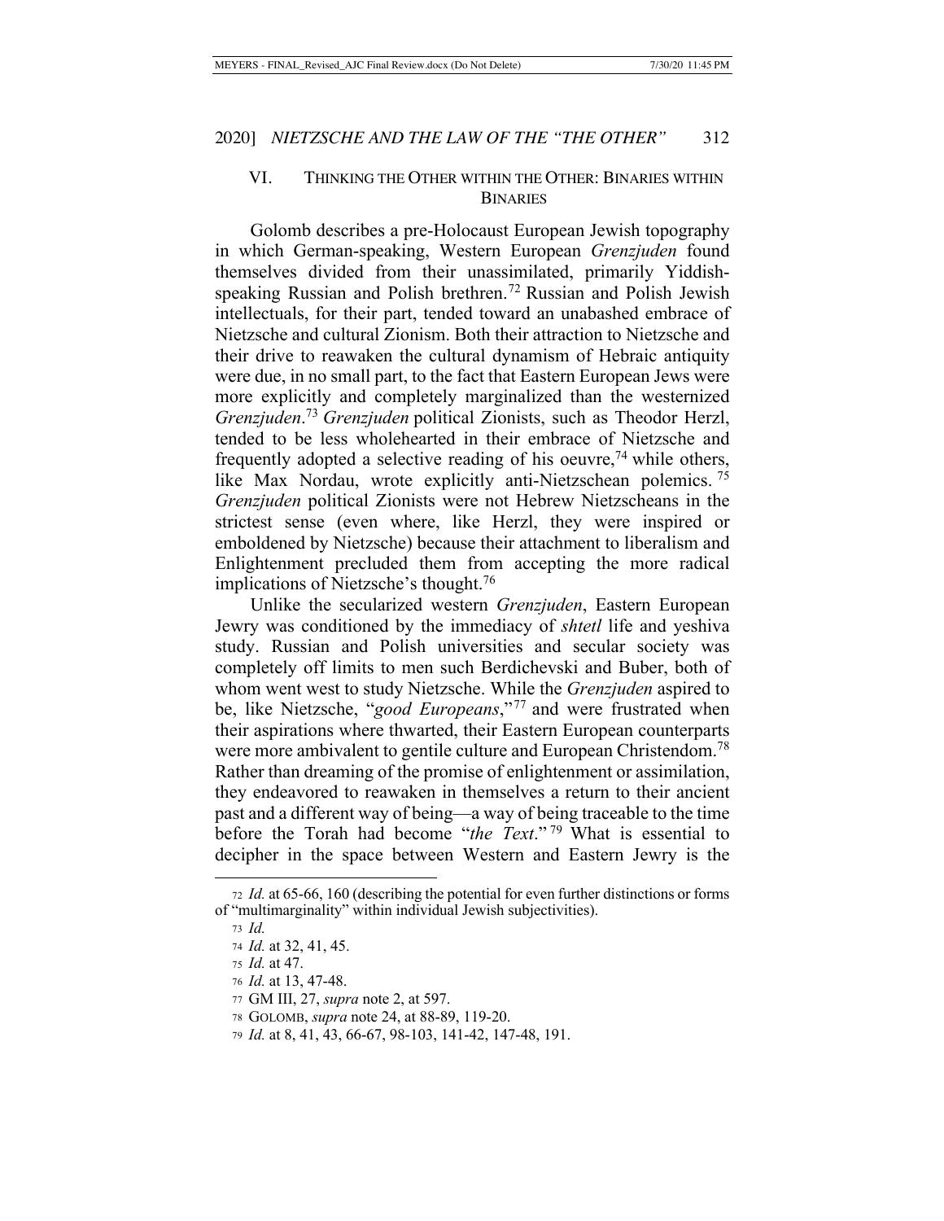## VI. THINKING THE OTHER WITHIN THE OTHER: BINARIES WITHIN BINARIES

Golomb describes a pre-Holocaust European Jewish topography in which German-speaking, Western European *Grenzjuden* found themselves divided from their unassimilated, primarily Yiddish-speaking Russian and Polish brethren.[72] Russian and Polish Jewish intellectuals, for their part, tended toward an unabashed embrace of Nietzsche and cultural Zionism. Both their attraction to Nietzsche and their drive to reawaken the cultural dynamism of Hebraic antiquity were due, in no small part, to the fact that Eastern European Jews were more explicitly and completely marginalized than the westernized *Grenzjuden*.[73] *Grenzjuden* political Zionists, such as Theodor Herzl, tended to be less wholehearted in their embrace of Nietzsche and frequently adopted a selective reading of his oeuvre,[74] while others, like Max Nordau, wrote explicitly anti-Nietzschean polemics.[75] *Grenzjuden* political Zionists were not Hebrew Nietzscheans in the strictest sense (even where, like Herzl, they were inspired or emboldened by Nietzsche) because their attachment to liberalism and Enlightenment precluded them from accepting the more radical implications of Nietzsche's thought.[76]

Unlike the secularized western *Grenzjuden*, Eastern European Jewry was conditioned by the immediacy of *shtetl* life and yeshiva study. Russian and Polish universities and secular society was completely off limits to men such Berdichevski and Buber, both of whom went west to study Nietzsche. While the *Grenzjuden* aspired to be, like Nietzsche, "*good Europeans*,"[77] and were frustrated when their aspirations where thwarted, their Eastern European counterparts were more ambivalent to gentile culture and European Christendom.[78] Rather than dreaming of the promise of enlightenment or assimilation, they endeavored to reawaken in themselves a return to their ancient past and a different way of being—a way of being traceable to the time before the Torah had become "*the Text*."[79] What is essential to decipher in the space between Western and Eastern Jewry is the

---

72 *Id.* at 65-66, 160 (describing the potential for even further distinctions or forms of "multimarginality" within individual Jewish subjectivities).

73 *Id.*

74 *Id.* at 32, 41, 45.

75 *Id.* at 47.

76 *Id.* at 13, 47-48.

77 GM III, 27, *supra* note 2, at 597.

78 GOLOMB, *supra* note 24, at 88-89, 119-20.

79 *Id.* at 8, 41, 43, 66-67, 98-103, 141-42, 147-48, 191.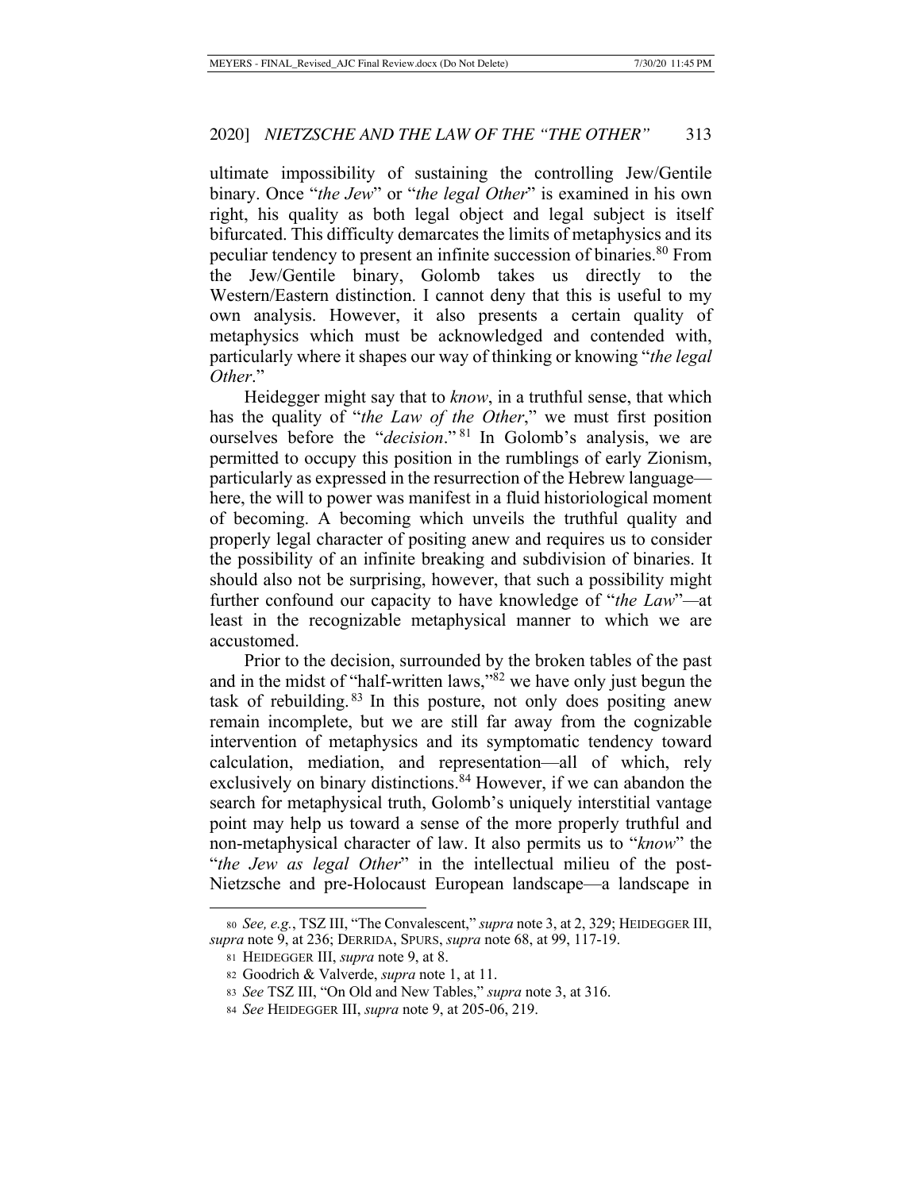ultimate impossibility of sustaining the controlling Jew/Gentile binary. Once "*the Jew*" or "*the legal Other*" is examined in his own right, his quality as both legal object and legal subject is itself bifurcated. This difficulty demarcates the limits of metaphysics and its peculiar tendency to present an infinite succession of binaries.[80] From the Jew/Gentile binary, Golomb takes us directly to the Western/Eastern distinction. I cannot deny that this is useful to my own analysis. However, it also presents a certain quality of metaphysics which must be acknowledged and contended with, particularly where it shapes our way of thinking or knowing "*the legal Other*."

Heidegger might say that to *know*, in a truthful sense, that which has the quality of "*the Law of the Other*," we must first position ourselves before the "*decision*."[81] In Golomb's analysis, we are permitted to occupy this position in the rumblings of early Zionism, particularly as expressed in the resurrection of the Hebrew language—here, the will to power was manifest in a fluid historiological moment of becoming. A becoming which unveils the truthful quality and properly legal character of positing anew and requires us to consider the possibility of an infinite breaking and subdivision of binaries. It should also not be surprising, however, that such a possibility might further confound our capacity to have knowledge of "*the Law*"—at least in the recognizable metaphysical manner to which we are accustomed.

Prior to the decision, surrounded by the broken tables of the past and in the midst of "half-written laws,"[82] we have only just begun the task of rebuilding.[83] In this posture, not only does positing anew remain incomplete, but we are still far away from the cognizable intervention of metaphysics and its symptomatic tendency toward calculation, mediation, and representation—all of which, rely exclusively on binary distinctions.[84] However, if we can abandon the search for metaphysical truth, Golomb's uniquely interstitial vantage point may help us toward a sense of the more properly truthful and non-metaphysical character of law. It also permits us to "*know*" the "*the Jew as legal Other*" in the intellectual milieu of the post-Nietzsche and pre-Holocaust European landscape—a landscape in

---

80 *See, e.g.*, TSZ III, "The Convalescent," *supra* note 3, at 2, 329; HEIDEGGER III, *supra* note 9, at 236; DERRIDA, SPURS, *supra* note 68, at 99, 117-19.

81 HEIDEGGER III, *supra* note 9, at 8.

82 Goodrich & Valverde, *supra* note 1, at 11.

83 *See* TSZ III, "On Old and New Tables," *supra* note 3, at 316.

84 *See* HEIDEGGER III, *supra* note 9, at 205-06, 219.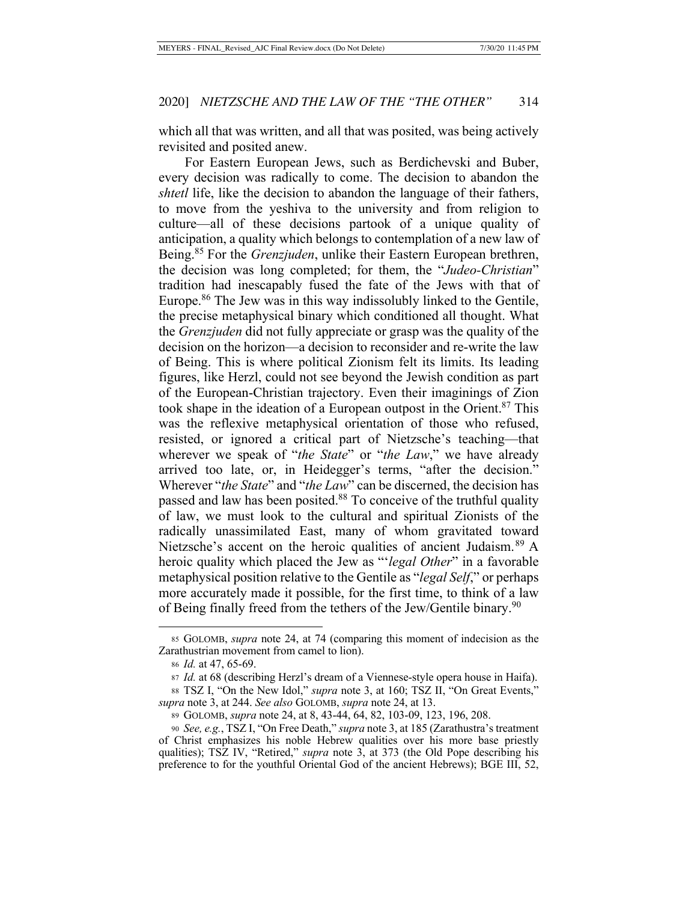which all that was written, and all that was posited, was being actively revisited and posited anew.

For Eastern European Jews, such as Berdichevski and Buber, every decision was radically to come. The decision to abandon the *shtetl* life, like the decision to abandon the language of their fathers, to move from the yeshiva to the university and from religion to culture—all of these decisions partook of a unique quality of anticipation, a quality which belongs to contemplation of a new law of Being.[85] For the *Grenzjuden*, unlike their Eastern European brethren, the decision was long completed; for them, the "*Judeo-Christian*" tradition had inescapably fused the fate of the Jews with that of Europe.[86] The Jew was in this way indissolubly linked to the Gentile, the precise metaphysical binary which conditioned all thought. What the *Grenzjuden* did not fully appreciate or grasp was the quality of the decision on the horizon—a decision to reconsider and re-write the law of Being. This is where political Zionism felt its limits. Its leading figures, like Herzl, could not see beyond the Jewish condition as part of the European-Christian trajectory. Even their imaginings of Zion took shape in the ideation of a European outpost in the Orient.[87] This was the reflexive metaphysical orientation of those who refused, resisted, or ignored a critical part of Nietzsche's teaching—that wherever we speak of "*the State*" or "*the Law*," we have already arrived too late, or, in Heidegger's terms, "after the decision." Wherever "*the State*" and "*the Law*" can be discerned, the decision has passed and law has been posited.[88] To conceive of the truthful quality of law, we must look to the cultural and spiritual Zionists of the radically unassimilated East, many of whom gravitated toward Nietzsche's accent on the heroic qualities of ancient Judaism.[89] A heroic quality which placed the Jew as "'*legal Other*" in a favorable metaphysical position relative to the Gentile as "*legal Self*," or perhaps more accurately made it possible, for the first time, to think of a law of Being finally freed from the tethers of the Jew/Gentile binary.[90]

---

85 GOLOMB, *supra* note 24, at 74 (comparing this moment of indecision as the Zarathustrian movement from camel to lion).

86 *Id.* at 47, 65-69.

87 *Id.* at 68 (describing Herzl's dream of a Viennese-style opera house in Haifa).

88 TSZ I, "On the New Idol," *supra* note 3, at 160; TSZ II, "On Great Events," *supra* note 3, at 244. *See also* GOLOMB, *supra* note 24, at 13.

89 GOLOMB, *supra* note 24, at 8, 43-44, 64, 82, 103-09, 123, 196, 208.

90 *See, e.g.*, TSZ I, "On Free Death," *supra* note 3, at 185 (Zarathustra's treatment of Christ emphasizes his noble Hebrew qualities over his more base priestly qualities); TSZ IV, "Retired," *supra* note 3, at 373 (the Old Pope describing his preference to for the youthful Oriental God of the ancient Hebrews); BGE III, 52,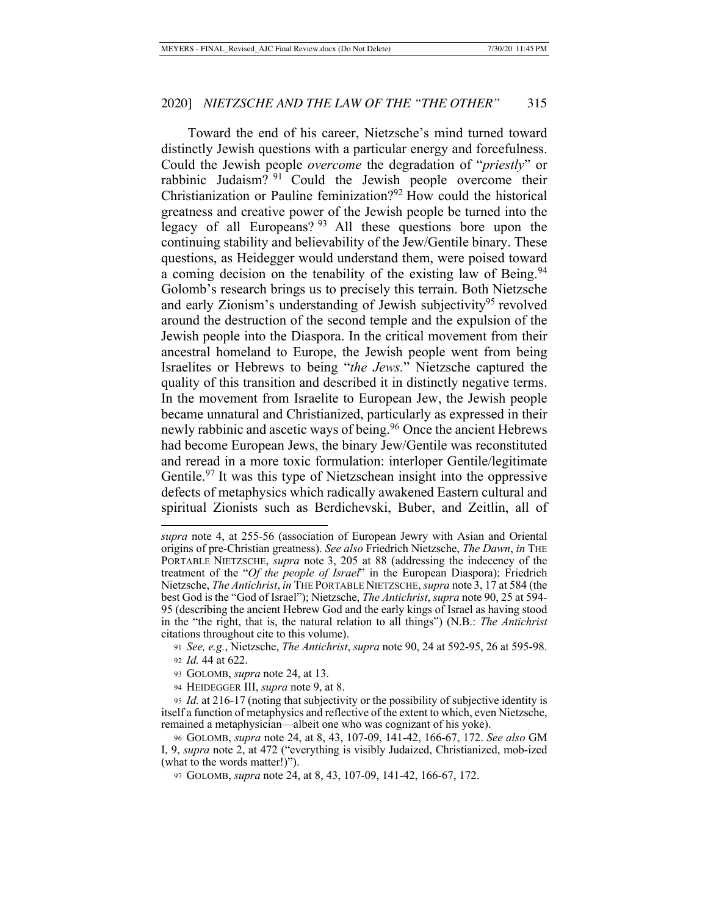Toward the end of his career, Nietzsche's mind turned toward distinctly Jewish questions with a particular energy and forcefulness. Could the Jewish people *overcome* the degradation of "*priestly*" or rabbinic Judaism? [91] Could the Jewish people overcome their Christianization or Pauline feminization?[92] How could the historical greatness and creative power of the Jewish people be turned into the legacy of all Europeans? [93] All these questions bore upon the continuing stability and believability of the Jew/Gentile binary. These questions, as Heidegger would understand them, were poised toward a coming decision on the tenability of the existing law of Being.[94] Golomb's research brings us to precisely this terrain. Both Nietzsche and early Zionism's understanding of Jewish subjectivity[95] revolved around the destruction of the second temple and the expulsion of the Jewish people into the Diaspora. In the critical movement from their ancestral homeland to Europe, the Jewish people went from being Israelites or Hebrews to being "*the Jews.*" Nietzsche captured the quality of this transition and described it in distinctly negative terms. In the movement from Israelite to European Jew, the Jewish people became unnatural and Christianized, particularly as expressed in their newly rabbinic and ascetic ways of being.[96] Once the ancient Hebrews had become European Jews, the binary Jew/Gentile was reconstituted and reread in a more toxic formulation: interloper Gentile/legitimate Gentile.[97] It was this type of Nietzschean insight into the oppressive defects of metaphysics which radically awakened Eastern cultural and spiritual Zionists such as Berdichevski, Buber, and Zeitlin, all of

---

*supra* note 4, at 255-56 (association of European Jewry with Asian and Oriental origins of pre-Christian greatness). *See also* Friedrich Nietzsche, *The Dawn*, *in* THE PORTABLE NIETZSCHE, *supra* note 3, 205 at 88 (addressing the indecency of the treatment of the "*Of the people of Israel*" in the European Diaspora); Friedrich Nietzsche, *The Antichrist*, *in* THE PORTABLE NIETZSCHE, *supra* note 3, 17 at 584 (the best God is the "God of Israel"); Nietzsche, *The Antichrist*, *supra* note 90, 25 at 594-95 (describing the ancient Hebrew God and the early kings of Israel as having stood in the "the right, that is, the natural relation to all things") (N.B.: *The Antichrist* citations throughout cite to this volume).

[91] *See, e.g.*, Nietzsche, *The Antichrist*, *supra* note 90, 24 at 592-95, 26 at 595-98.

[92] *Id.* 44 at 622.

[93] GOLOMB, *supra* note 24, at 13.

[94] HEIDEGGER III, *supra* note 9, at 8.

[95] *Id.* at 216-17 (noting that subjectivity or the possibility of subjective identity is itself a function of metaphysics and reflective of the extent to which, even Nietzsche, remained a metaphysician—albeit one who was cognizant of his yoke).

[96] GOLOMB, *supra* note 24, at 8, 43, 107-09, 141-42, 166-67, 172. *See also* GM I, 9, *supra* note 2, at 472 ("everything is visibly Judaized, Christianized, mob-ized (what to the words matter!)").

[97] GOLOMB, *supra* note 24, at 8, 43, 107-09, 141-42, 166-67, 172.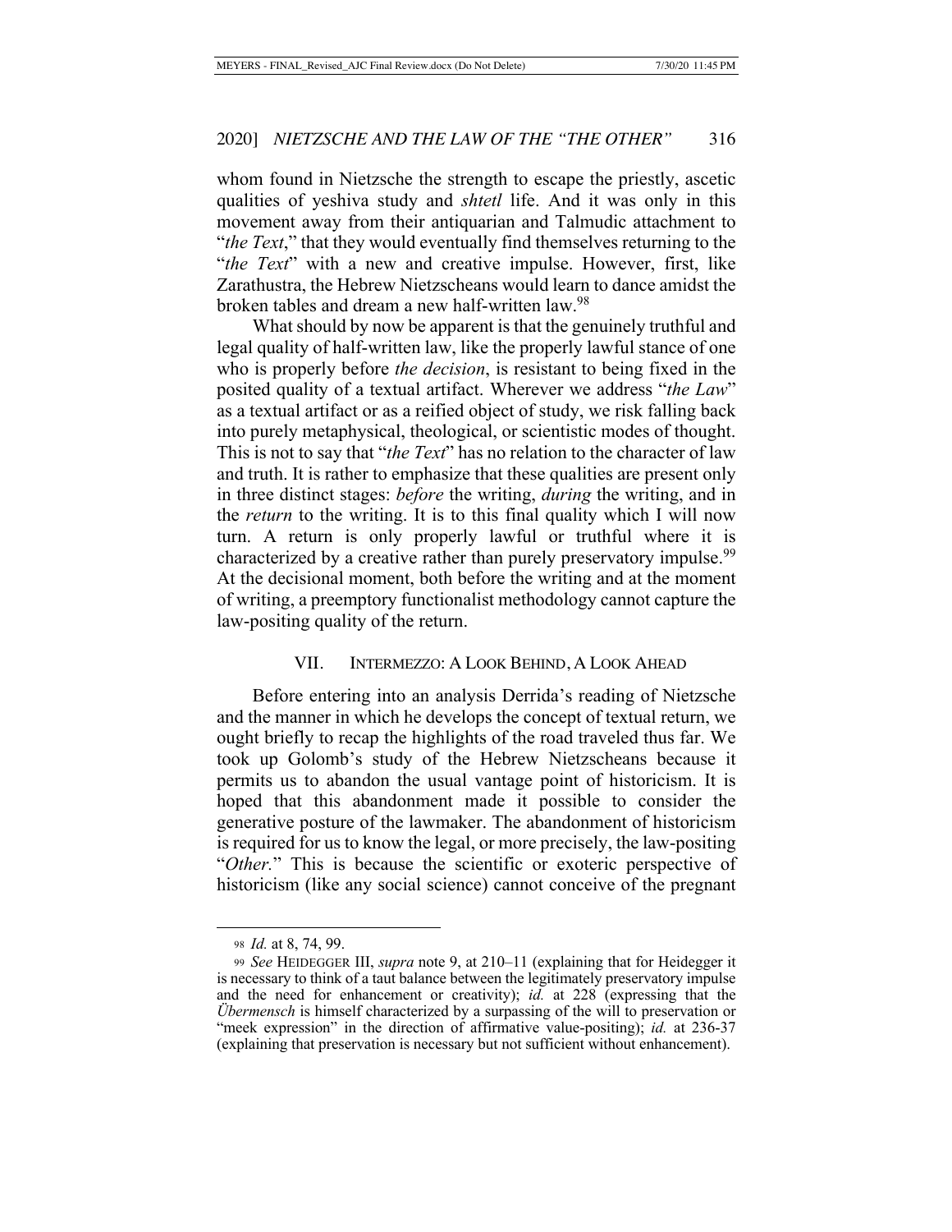whom found in Nietzsche the strength to escape the priestly, ascetic qualities of yeshiva study and *shtetl* life. And it was only in this movement away from their antiquarian and Talmudic attachment to "*the Text*," that they would eventually find themselves returning to the "*the Text*" with a new and creative impulse. However, first, like Zarathustra, the Hebrew Nietzscheans would learn to dance amidst the broken tables and dream a new half-written law.[98]

What should by now be apparent is that the genuinely truthful and legal quality of half-written law, like the properly lawful stance of one who is properly before *the decision*, is resistant to being fixed in the posited quality of a textual artifact. Wherever we address "*the Law*" as a textual artifact or as a reified object of study, we risk falling back into purely metaphysical, theological, or scientistic modes of thought. This is not to say that "*the Text*" has no relation to the character of law and truth. It is rather to emphasize that these qualities are present only in three distinct stages: *before* the writing, *during* the writing, and in the *return* to the writing. It is to this final quality which I will now turn. A return is only properly lawful or truthful where it is characterized by a creative rather than purely preservatory impulse.[99] At the decisional moment, both before the writing and at the moment of writing, a preemptory functionalist methodology cannot capture the law-positing quality of the return.

## VII. Intermezzo: A Look Behind, A Look Ahead

Before entering into an analysis Derrida's reading of Nietzsche and the manner in which he develops the concept of textual return, we ought briefly to recap the highlights of the road traveled thus far. We took up Golomb's study of the Hebrew Nietzscheans because it permits us to abandon the usual vantage point of historicism. It is hoped that this abandonment made it possible to consider the generative posture of the lawmaker. The abandonment of historicism is required for us to know the legal, or more precisely, the law-positing "*Other.*" This is because the scientific or exoteric perspective of historicism (like any social science) cannot conceive of the pregnant

---

98 *Id.* at 8, 74, 99.

99 *See* HEIDEGGER III, *supra* note 9, at 210–11 (explaining that for Heidegger it is necessary to think of a taut balance between the legitimately preservatory impulse and the need for enhancement or creativity); *id.* at 228 (expressing that the *Übermensch* is himself characterized by a surpassing of the will to preservation or "meek expression" in the direction of affirmative value-positing); *id.* at 236-37 (explaining that preservation is necessary but not sufficient without enhancement).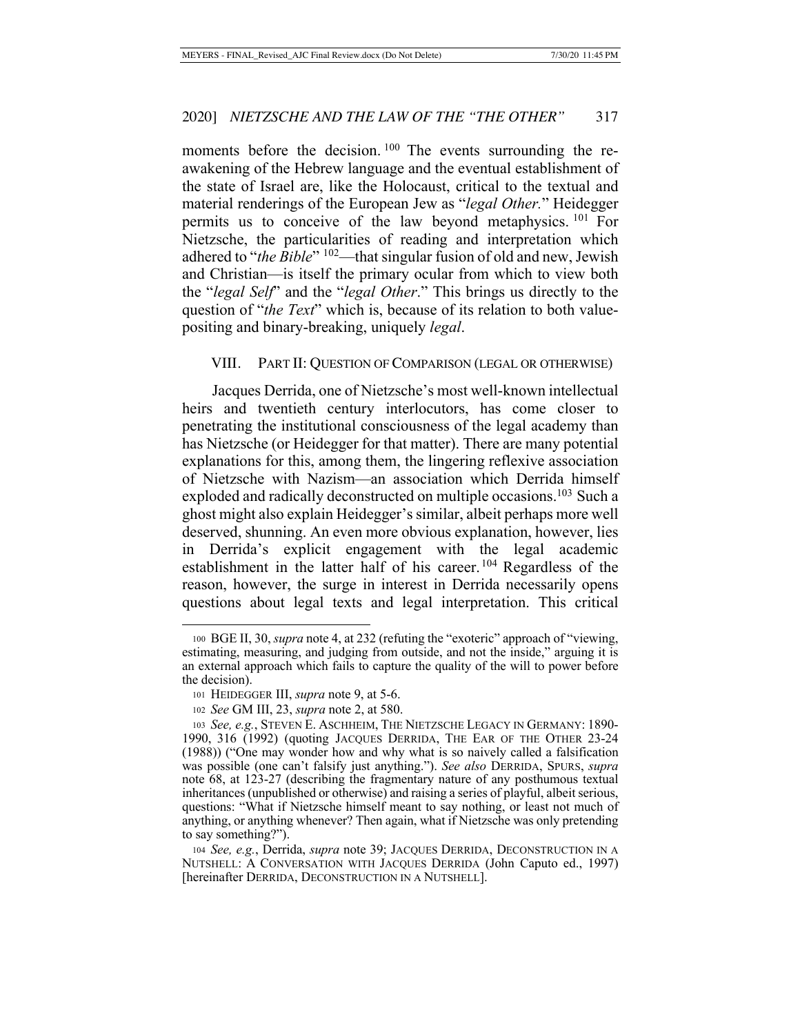moments before the decision.[100] The events surrounding the re-awakening of the Hebrew language and the eventual establishment of the state of Israel are, like the Holocaust, critical to the textual and material renderings of the European Jew as "*legal Other.*" Heidegger permits us to conceive of the law beyond metaphysics.[101] For Nietzsche, the particularities of reading and interpretation which adhered to "*the Bible*"[102]—that singular fusion of old and new, Jewish and Christian—is itself the primary ocular from which to view both the "*legal Self*" and the "*legal Other*." This brings us directly to the question of "*the Text*" which is, because of its relation to both value-positing and binary-breaking, uniquely *legal*.

## VIII. PART II: QUESTION OF COMPARISON (LEGAL OR OTHERWISE)

Jacques Derrida, one of Nietzsche's most well-known intellectual heirs and twentieth century interlocutors, has come closer to penetrating the institutional consciousness of the legal academy than has Nietzsche (or Heidegger for that matter). There are many potential explanations for this, among them, the lingering reflexive association of Nietzsche with Nazism—an association which Derrida himself exploded and radically deconstructed on multiple occasions.[103] Such a ghost might also explain Heidegger's similar, albeit perhaps more well deserved, shunning. An even more obvious explanation, however, lies in Derrida's explicit engagement with the legal academic establishment in the latter half of his career.[104] Regardless of the reason, however, the surge in interest in Derrida necessarily opens questions about legal texts and legal interpretation. This critical

---

[100] BGE II, 30, *supra* note 4, at 232 (refuting the "exoteric" approach of "viewing, estimating, measuring, and judging from outside, and not the inside," arguing it is an external approach which fails to capture the quality of the will to power before the decision).

[101] HEIDEGGER III, *supra* note 9, at 5-6.

[102] *See* GM III, 23, *supra* note 2, at 580.

[103] *See, e.g.*, STEVEN E. ASCHHEIM, THE NIETZSCHE LEGACY IN GERMANY: 1890-1990, 316 (1992) (quoting JACQUES DERRIDA, THE EAR OF THE OTHER 23-24 (1988)) ("One may wonder how and why what is so naively called a falsification was possible (one can't falsify just anything."). *See also* DERRIDA, SPURS, *supra* note 68, at 123-27 (describing the fragmentary nature of any posthumous textual inheritances (unpublished or otherwise) and raising a series of playful, albeit serious, questions: "What if Nietzsche himself meant to say nothing, or least not much of anything, or anything whenever? Then again, what if Nietzsche was only pretending to say something?").

[104] *See, e.g.*, Derrida, *supra* note 39; JACQUES DERRIDA, DECONSTRUCTION IN A NUTSHELL: A CONVERSATION WITH JACQUES DERRIDA (John Caputo ed., 1997) [hereinafter DERRIDA, DECONSTRUCTION IN A NUTSHELL].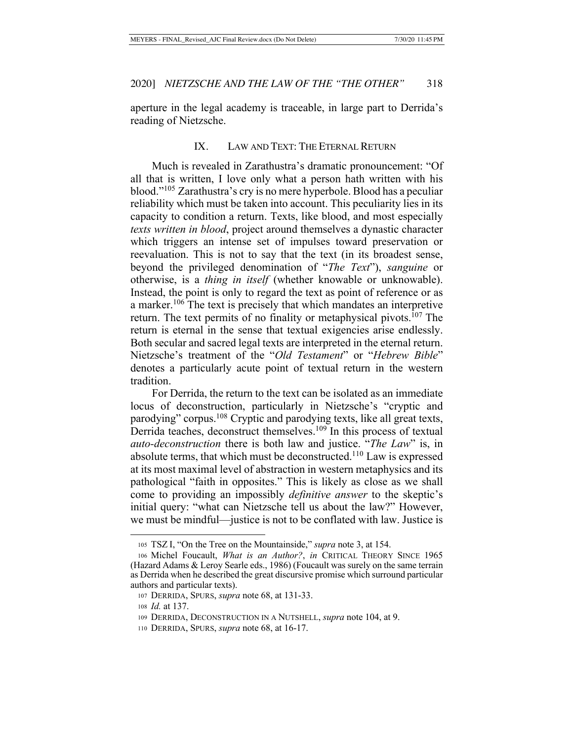aperture in the legal academy is traceable, in large part to Derrida's reading of Nietzsche.

## IX. LAW AND TEXT: THE ETERNAL RETURN

Much is revealed in Zarathustra's dramatic pronouncement: "Of all that is written, I love only what a person hath written with his blood."[105] Zarathustra's cry is no mere hyperbole. Blood has a peculiar reliability which must be taken into account. This peculiarity lies in its capacity to condition a return. Texts, like blood, and most especially *texts written in blood*, project around themselves a dynastic character which triggers an intense set of impulses toward preservation or reevaluation. This is not to say that the text (in its broadest sense, beyond the privileged denomination of "*The Text*"), *sanguine* or otherwise, is a *thing in itself* (whether knowable or unknowable). Instead, the point is only to regard the text as point of reference or as a marker.[106] The text is precisely that which mandates an interpretive return. The text permits of no finality or metaphysical pivots.[107] The return is eternal in the sense that textual exigencies arise endlessly. Both secular and sacred legal texts are interpreted in the eternal return. Nietzsche's treatment of the "*Old Testament*" or "*Hebrew Bible*" denotes a particularly acute point of textual return in the western tradition.

For Derrida, the return to the text can be isolated as an immediate locus of deconstruction, particularly in Nietzsche's "cryptic and parodying" corpus.[108] Cryptic and parodying texts, like all great texts, Derrida teaches, deconstruct themselves.[109] In this process of textual *auto-deconstruction* there is both law and justice. "*The Law*" is, in absolute terms, that which must be deconstructed.[110] Law is expressed at its most maximal level of abstraction in western metaphysics and its pathological "faith in opposites." This is likely as close as we shall come to providing an impossibly *definitive answer* to the skeptic's initial query: "what can Nietzsche tell us about the law?" However, we must be mindful—justice is not to be conflated with law. Justice is

---

105 TSZ I, "On the Tree on the Mountainside," *supra* note 3, at 154.

106 Michel Foucault, *What is an Author?*, *in* CRITICAL THEORY SINCE 1965 (Hazard Adams & Leroy Searle eds., 1986) (Foucault was surely on the same terrain as Derrida when he described the great discursive promise which surround particular authors and particular texts).

107 DERRIDA, SPURS, *supra* note 68, at 131-33.

108 *Id.* at 137.

109 DERRIDA, DECONSTRUCTION IN A NUTSHELL, *supra* note 104, at 9.

110 DERRIDA, SPURS, *supra* note 68, at 16-17.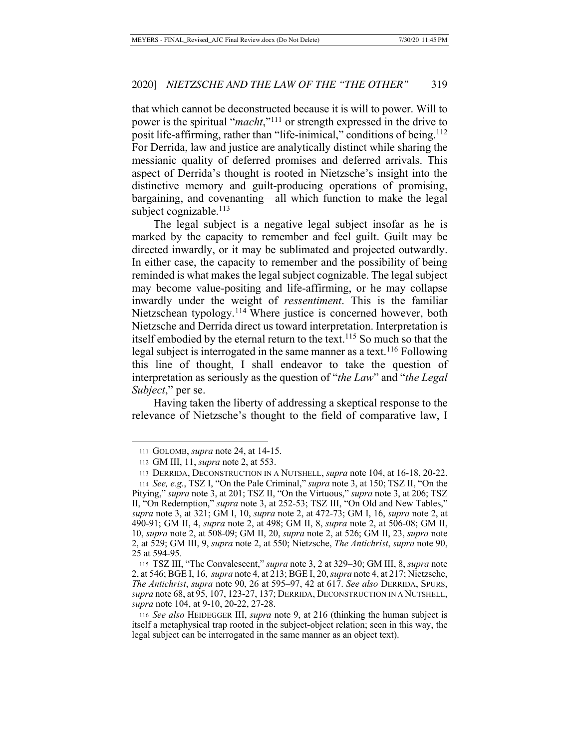that which cannot be deconstructed because it is will to power. Will to power is the spiritual "*macht*,"[111] or strength expressed in the drive to posit life-affirming, rather than "life-inimical," conditions of being.[112] For Derrida, law and justice are analytically distinct while sharing the messianic quality of deferred promises and deferred arrivals. This aspect of Derrida's thought is rooted in Nietzsche's insight into the distinctive memory and guilt-producing operations of promising, bargaining, and covenanting—all which function to make the legal subject cognizable.[113]

The legal subject is a negative legal subject insofar as he is marked by the capacity to remember and feel guilt. Guilt may be directed inwardly, or it may be sublimated and projected outwardly. In either case, the capacity to remember and the possibility of being reminded is what makes the legal subject cognizable. The legal subject may become value-positing and life-affirming, or he may collapse inwardly under the weight of *ressentiment*. This is the familiar Nietzschean typology.[114] Where justice is concerned however, both Nietzsche and Derrida direct us toward interpretation. Interpretation is itself embodied by the eternal return to the text.[115] So much so that the legal subject is interrogated in the same manner as a text.[116] Following this line of thought, I shall endeavor to take the question of interpretation as seriously as the question of "*the Law*" and "*the Legal Subject*," per se.

Having taken the liberty of addressing a skeptical response to the relevance of Nietzsche's thought to the field of comparative law, I

---

111 GOLOMB, *supra* note 24, at 14-15.

112 GM III, 11, *supra* note 2, at 553.

113 DERRIDA, DECONSTRUCTION IN A NUTSHELL, *supra* note 104, at 16-18, 20-22.

114 *See, e.g.*, TSZ I, "On the Pale Criminal," *supra* note 3, at 150; TSZ II, "On the Pitying," *supra* note 3, at 201; TSZ II, "On the Virtuous," *supra* note 3, at 206; TSZ II, "On Redemption," *supra* note 3, at 252-53; TSZ III, "On Old and New Tables," *supra* note 3, at 321; GM I, 10, *supra* note 2, at 472-73; GM I, 16, *supra* note 2, at 490-91; GM II, 4, *supra* note 2, at 498; GM II, 8, *supra* note 2, at 506-08; GM II, 10, *supra* note 2, at 508-09; GM II, 20, *supra* note 2, at 526; GM II, 23, *supra* note 2, at 529; GM III, 9, *supra* note 2, at 550; Nietzsche, *The Antichrist*, *supra* note 90, 25 at 594-95.

115 TSZ III, "The Convalescent," *supra* note 3, 2 at 329–30; GM III, 8, *supra* note 2, at 546; BGE I, 16, *supra* note 4, at 213; BGE I, 20, *supra* note 4, at 217; Nietzsche, *The Antichrist*, *supra* note 90, 26 at 595–97, 42 at 617. *See also* DERRIDA, SPURS, *supra* note 68, at 95, 107, 123-27, 137; DERRIDA, DECONSTRUCTION IN A NUTSHELL, *supra* note 104, at 9-10, 20-22, 27-28.

116 *See also* HEIDEGGER III, *supra* note 9, at 216 (thinking the human subject is itself a metaphysical trap rooted in the subject-object relation; seen in this way, the legal subject can be interrogated in the same manner as an object text).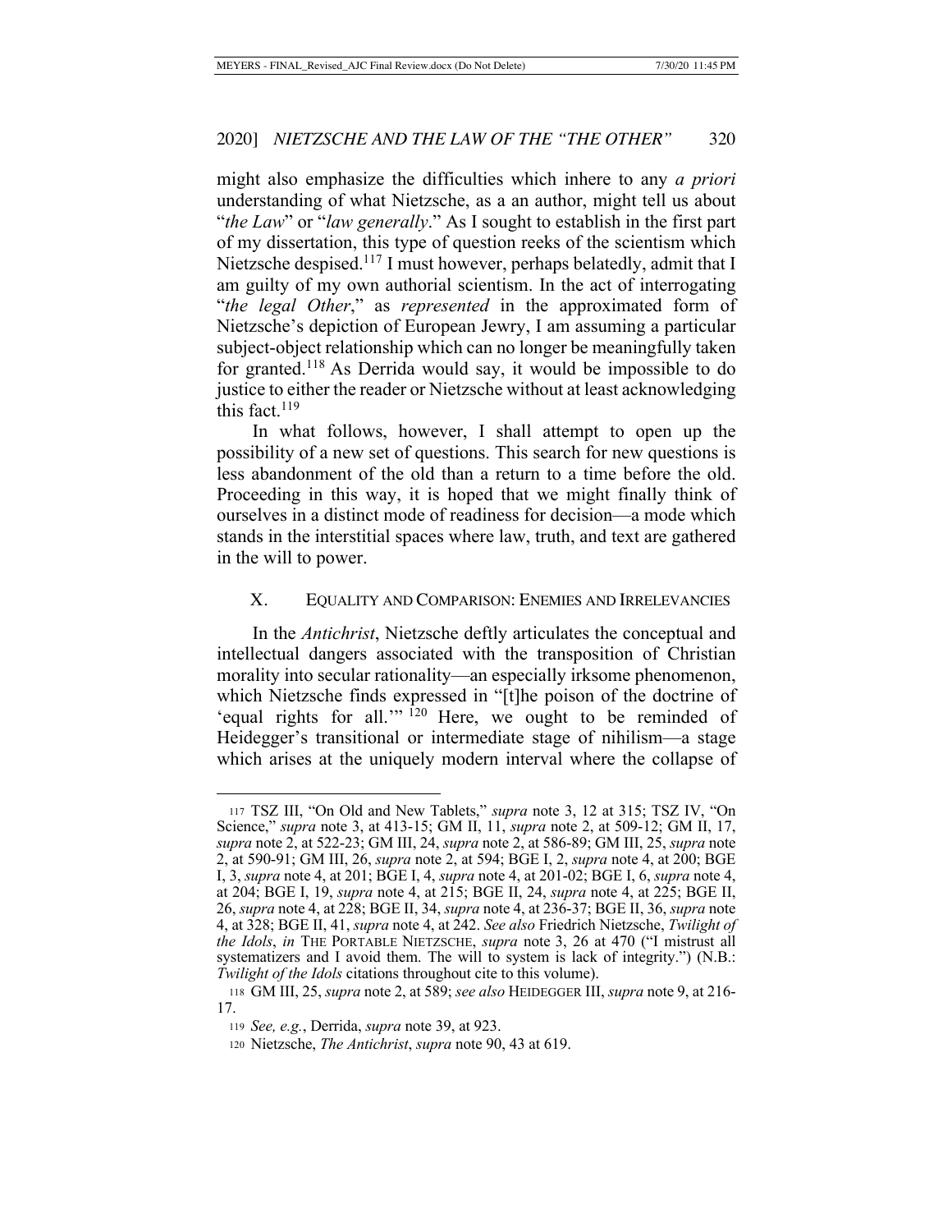might also emphasize the difficulties which inhere to any *a priori* understanding of what Nietzsche, as a an author, might tell us about "*the Law*" or "*law generally*." As I sought to establish in the first part of my dissertation, this type of question reeks of the scientism which Nietzsche despised.[117] I must however, perhaps belatedly, admit that I am guilty of my own authorial scientism. In the act of interrogating "*the legal Other*," as *represented* in the approximated form of Nietzsche's depiction of European Jewry, I am assuming a particular subject-object relationship which can no longer be meaningfully taken for granted.[118] As Derrida would say, it would be impossible to do justice to either the reader or Nietzsche without at least acknowledging this fact.[119]

In what follows, however, I shall attempt to open up the possibility of a new set of questions. This search for new questions is less abandonment of the old than a return to a time before the old. Proceeding in this way, it is hoped that we might finally think of ourselves in a distinct mode of readiness for decision—a mode which stands in the interstitial spaces where law, truth, and text are gathered in the will to power.

## X. EQUALITY AND COMPARISON: ENEMIES AND IRRELEVANCIES

In the *Antichrist*, Nietzsche deftly articulates the conceptual and intellectual dangers associated with the transposition of Christian morality into secular rationality—an especially irksome phenomenon, which Nietzsche finds expressed in "[t]he poison of the doctrine of 'equal rights for all.'"[120] Here, we ought to be reminded of Heidegger's transitional or intermediate stage of nihilism—a stage which arises at the uniquely modern interval where the collapse of

---

117 TSZ III, "On Old and New Tablets," *supra* note 3, 12 at 315; TSZ IV, "On Science," *supra* note 3, at 413-15; GM II, 11, *supra* note 2, at 509-12; GM II, 17, *supra* note 2, at 522-23; GM III, 24, *supra* note 2, at 586-89; GM III, 25, *supra* note 2, at 590-91; GM III, 26, *supra* note 2, at 594; BGE I, 2, *supra* note 4, at 200; BGE I, 3, *supra* note 4, at 201; BGE I, 4, *supra* note 4, at 201-02; BGE I, 6, *supra* note 4, at 204; BGE I, 19, *supra* note 4, at 215; BGE II, 24, *supra* note 4, at 225; BGE II, 26, *supra* note 4, at 228; BGE II, 34, *supra* note 4, at 236-37; BGE II, 36, *supra* note 4, at 328; BGE II, 41, *supra* note 4, at 242. *See also* Friedrich Nietzsche, *Twilight of the Idols*, *in* THE PORTABLE NIETZSCHE, *supra* note 3, 26 at 470 ("I mistrust all systematizers and I avoid them. The will to system is lack of integrity.") (N.B.: *Twilight of the Idols* citations throughout cite to this volume).

118 GM III, 25, *supra* note 2, at 589; *see also* HEIDEGGER III, *supra* note 9, at 216-17.

119 *See, e.g.*, Derrida, *supra* note 39, at 923.

120 Nietzsche, *The Antichrist*, *supra* note 90, 43 at 619.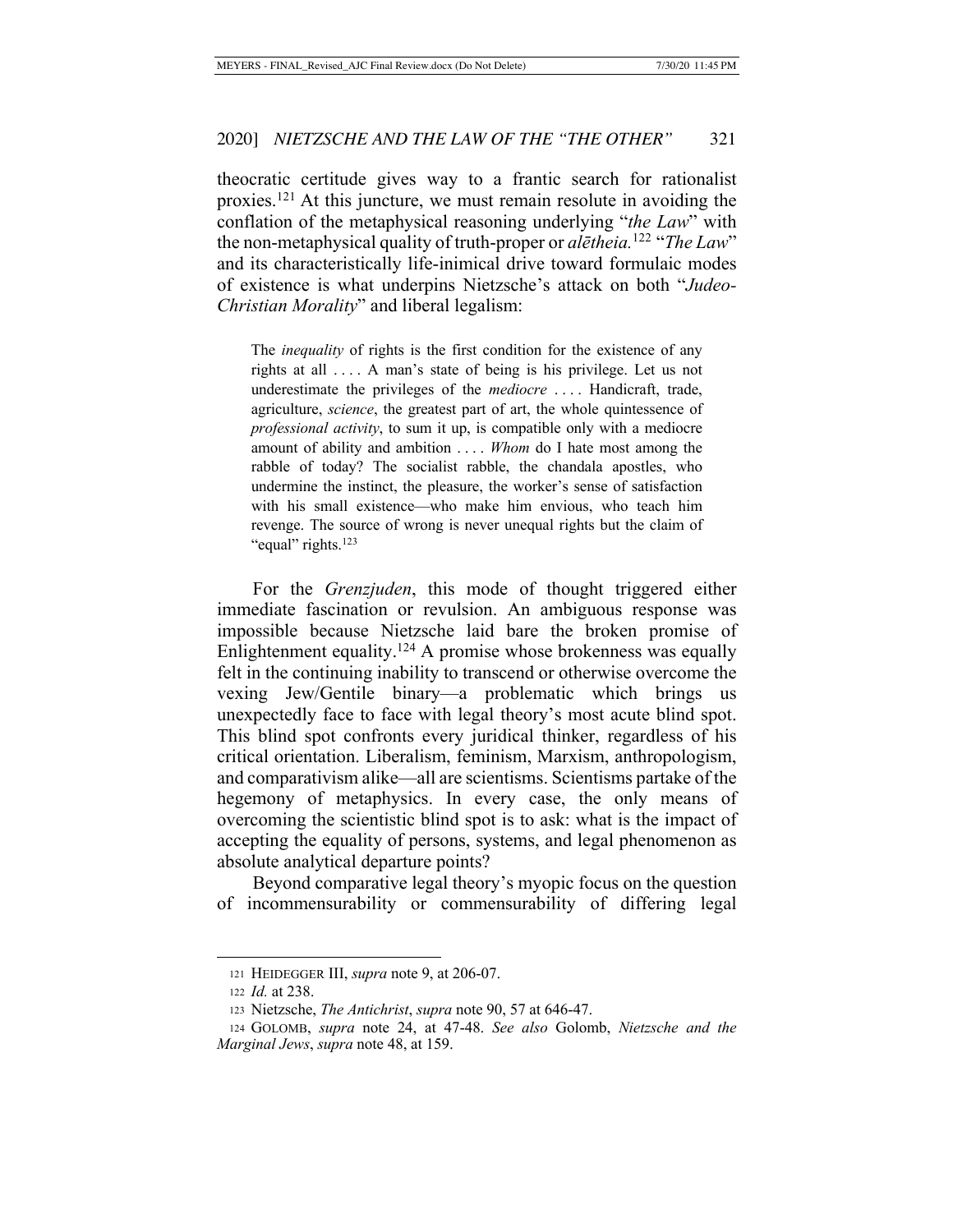theocratic certitude gives way to a frantic search for rationalist proxies.[121] At this juncture, we must remain resolute in avoiding the conflation of the metaphysical reasoning underlying "*the Law*" with the non-metaphysical quality of truth-proper or *alētheia.*[122] "*The Law*" and its characteristically life-inimical drive toward formulaic modes of existence is what underpins Nietzsche's attack on both "*Judeo-Christian Morality*" and liberal legalism:

> The *inequality* of rights is the first condition for the existence of any rights at all . . . . A man's state of being is his privilege. Let us not underestimate the privileges of the *mediocre* . . . . Handicraft, trade, agriculture, *science*, the greatest part of art, the whole quintessence of *professional activity*, to sum it up, is compatible only with a mediocre amount of ability and ambition . . . . *Whom* do I hate most among the rabble of today? The socialist rabble, the chandala apostles, who undermine the instinct, the pleasure, the worker's sense of satisfaction with his small existence—who make him envious, who teach him revenge. The source of wrong is never unequal rights but the claim of "equal" rights.[123]

For the *Grenzjuden*, this mode of thought triggered either immediate fascination or revulsion. An ambiguous response was impossible because Nietzsche laid bare the broken promise of Enlightenment equality.[124] A promise whose brokenness was equally felt in the continuing inability to transcend or otherwise overcome the vexing Jew/Gentile binary—a problematic which brings us unexpectedly face to face with legal theory's most acute blind spot. This blind spot confronts every juridical thinker, regardless of his critical orientation. Liberalism, feminism, Marxism, anthropologism, and comparativism alike—all are scientisms. Scientisms partake of the hegemony of metaphysics. In every case, the only means of overcoming the scientistic blind spot is to ask: what is the impact of accepting the equality of persons, systems, and legal phenomenon as absolute analytical departure points?

Beyond comparative legal theory's myopic focus on the question of incommensurability or commensurability of differing legal

---

121 HEIDEGGER III, *supra* note 9, at 206-07.

122 *Id.* at 238.

123 Nietzsche, *The Antichrist*, *supra* note 90, 57 at 646-47.

124 GOLOMB, *supra* note 24, at 47-48. *See also* Golomb, *Nietzsche and the Marginal Jews*, *supra* note 48, at 159.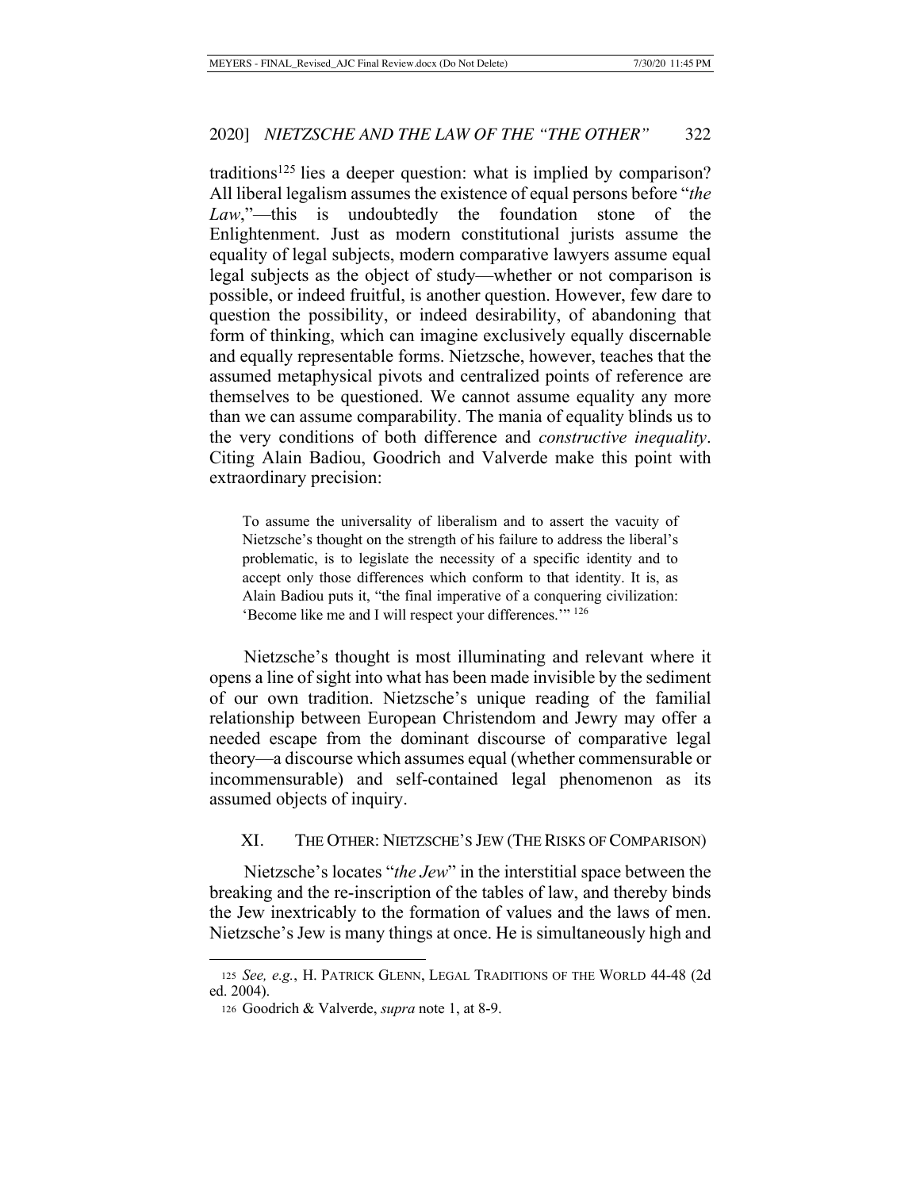traditions[125] lies a deeper question: what is implied by comparison? All liberal legalism assumes the existence of equal persons before "*the Law*,"—this is undoubtedly the foundation stone of the Enlightenment. Just as modern constitutional jurists assume the equality of legal subjects, modern comparative lawyers assume equal legal subjects as the object of study—whether or not comparison is possible, or indeed fruitful, is another question. However, few dare to question the possibility, or indeed desirability, of abandoning that form of thinking, which can imagine exclusively equally discernable and equally representable forms. Nietzsche, however, teaches that the assumed metaphysical pivots and centralized points of reference are themselves to be questioned. We cannot assume equality any more than we can assume comparability. The mania of equality blinds us to the very conditions of both difference and *constructive inequality*. Citing Alain Badiou, Goodrich and Valverde make this point with extraordinary precision:

> To assume the universality of liberalism and to assert the vacuity of Nietzsche's thought on the strength of his failure to address the liberal's problematic, is to legislate the necessity of a specific identity and to accept only those differences which conform to that identity. It is, as Alain Badiou puts it, "the final imperative of a conquering civilization: 'Become like me and I will respect your differences.'" [126]

Nietzsche's thought is most illuminating and relevant where it opens a line of sight into what has been made invisible by the sediment of our own tradition. Nietzsche's unique reading of the familial relationship between European Christendom and Jewry may offer a needed escape from the dominant discourse of comparative legal theory—a discourse which assumes equal (whether commensurable or incommensurable) and self-contained legal phenomenon as its assumed objects of inquiry.

## XI. THE OTHER: NIETZSCHE'S JEW (THE RISKS OF COMPARISON)

Nietzsche's locates "*the Jew*" in the interstitial space between the breaking and the re-inscription of the tables of law, and thereby binds the Jew inextricably to the formation of values and the laws of men. Nietzsche's Jew is many things at once. He is simultaneously high and

---

[125] *See, e.g.*, H. PATRICK GLENN, LEGAL TRADITIONS OF THE WORLD 44-48 (2d ed. 2004).

[126] Goodrich & Valverde, *supra* note 1, at 8-9.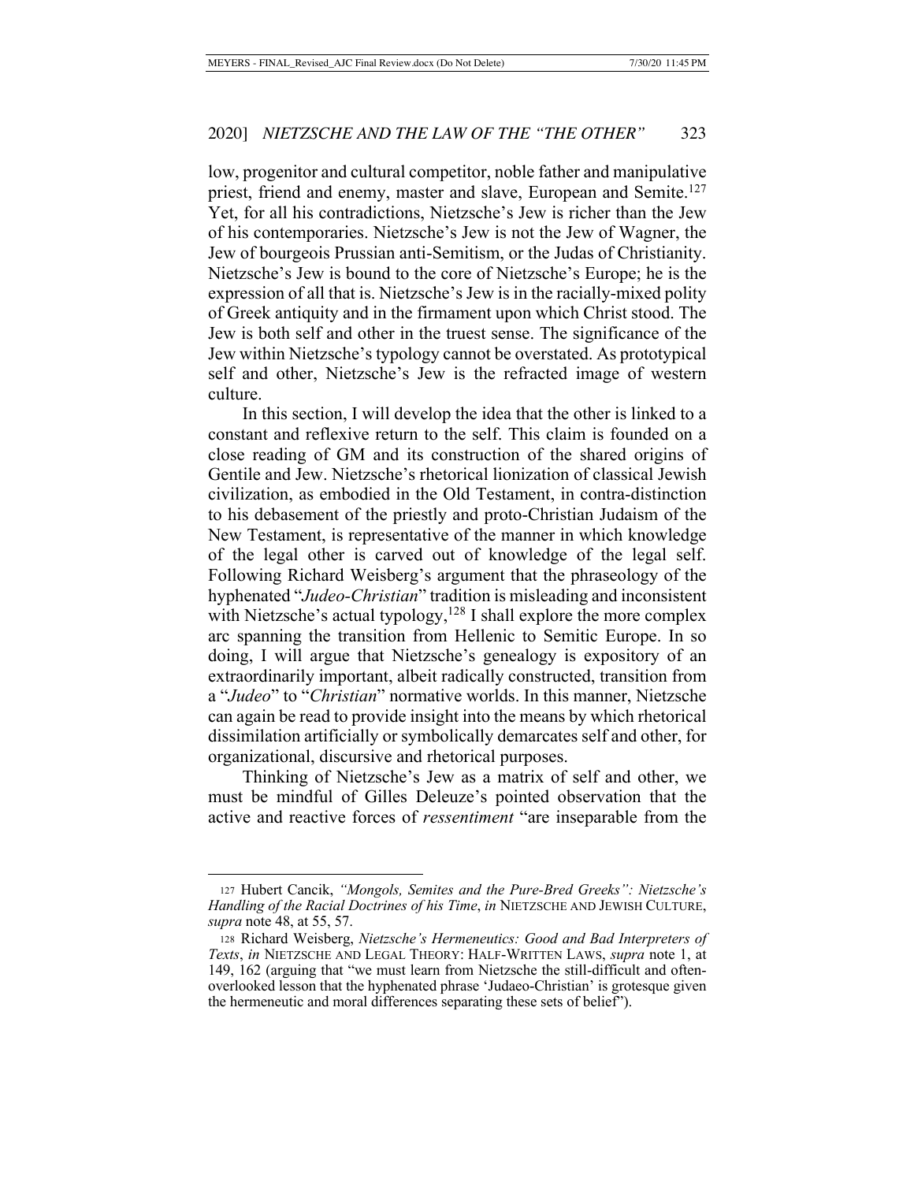low, progenitor and cultural competitor, noble father and manipulative priest, friend and enemy, master and slave, European and Semite.[127] Yet, for all his contradictions, Nietzsche's Jew is richer than the Jew of his contemporaries. Nietzsche's Jew is not the Jew of Wagner, the Jew of bourgeois Prussian anti-Semitism, or the Judas of Christianity. Nietzsche's Jew is bound to the core of Nietzsche's Europe; he is the expression of all that is. Nietzsche's Jew is in the racially-mixed polity of Greek antiquity and in the firmament upon which Christ stood. The Jew is both self and other in the truest sense. The significance of the Jew within Nietzsche's typology cannot be overstated. As prototypical self and other, Nietzsche's Jew is the refracted image of western culture.

In this section, I will develop the idea that the other is linked to a constant and reflexive return to the self. This claim is founded on a close reading of GM and its construction of the shared origins of Gentile and Jew. Nietzsche's rhetorical lionization of classical Jewish civilization, as embodied in the Old Testament, in contra-distinction to his debasement of the priestly and proto-Christian Judaism of the New Testament, is representative of the manner in which knowledge of the legal other is carved out of knowledge of the legal self. Following Richard Weisberg's argument that the phraseology of the hyphenated "*Judeo-Christian*" tradition is misleading and inconsistent with Nietzsche's actual typology,[128] I shall explore the more complex arc spanning the transition from Hellenic to Semitic Europe. In so doing, I will argue that Nietzsche's genealogy is expository of an extraordinarily important, albeit radically constructed, transition from a "*Judeo*" to "*Christian*" normative worlds. In this manner, Nietzsche can again be read to provide insight into the means by which rhetorical dissimilation artificially or symbolically demarcates self and other, for organizational, discursive and rhetorical purposes.

Thinking of Nietzsche's Jew as a matrix of self and other, we must be mindful of Gilles Deleuze's pointed observation that the active and reactive forces of *ressentiment* "are inseparable from the

---

127 Hubert Cancik, *"Mongols, Semites and the Pure-Bred Greeks": Nietzsche's Handling of the Racial Doctrines of his Time*, *in* NIETZSCHE AND JEWISH CULTURE, *supra* note 48, at 55, 57.

128 Richard Weisberg, *Nietzsche's Hermeneutics: Good and Bad Interpreters of Texts*, *in* NIETZSCHE AND LEGAL THEORY: HALF-WRITTEN LAWS, *supra* note 1, at 149, 162 (arguing that "we must learn from Nietzsche the still-difficult and often-overlooked lesson that the hyphenated phrase 'Judaeo-Christian' is grotesque given the hermeneutic and moral differences separating these sets of belief").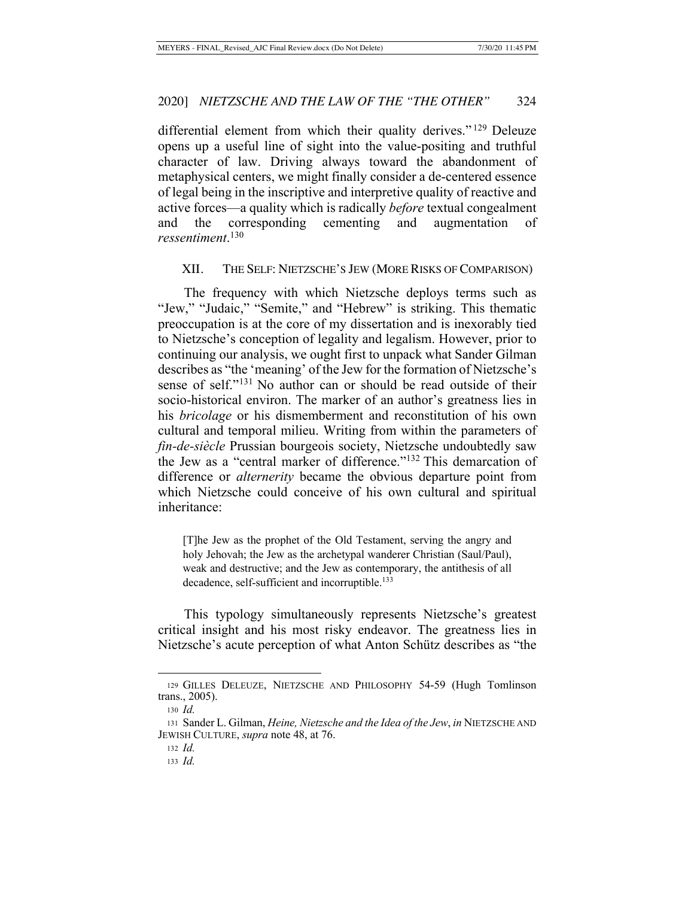differential element from which their quality derives."[129] Deleuze opens up a useful line of sight into the value-positing and truthful character of law. Driving always toward the abandonment of metaphysical centers, we might finally consider a de-centered essence of legal being in the inscriptive and interpretive quality of reactive and active forces—a quality which is radically *before* textual congealment and the corresponding cementing and augmentation of *ressentiment*.[130]

## XII. THE SELF: NIETZSCHE'S JEW (MORE RISKS OF COMPARISON)

The frequency with which Nietzsche deploys terms such as "Jew," "Judaic," "Semite," and "Hebrew" is striking. This thematic preoccupation is at the core of my dissertation and is inexorably tied to Nietzsche's conception of legality and legalism. However, prior to continuing our analysis, we ought first to unpack what Sander Gilman describes as "the 'meaning' of the Jew for the formation of Nietzsche's sense of self."[131] No author can or should be read outside of their socio-historical environ. The marker of an author's greatness lies in his *bricolage* or his dismemberment and reconstitution of his own cultural and temporal milieu. Writing from within the parameters of *fin-de-siècle* Prussian bourgeois society, Nietzsche undoubtedly saw the Jew as a "central marker of difference."[132] This demarcation of difference or *alternerity* became the obvious departure point from which Nietzsche could conceive of his own cultural and spiritual inheritance:

> [T]he Jew as the prophet of the Old Testament, serving the angry and holy Jehovah; the Jew as the archetypal wanderer Christian (Saul/Paul), weak and destructive; and the Jew as contemporary, the antithesis of all decadence, self-sufficient and incorruptible.[133]

This typology simultaneously represents Nietzsche's greatest critical insight and his most risky endeavor. The greatness lies in Nietzsche's acute perception of what Anton Schütz describes as "the

---

[129] GILLES DELEUZE, NIETZSCHE AND PHILOSOPHY 54-59 (Hugh Tomlinson trans., 2005).

[130] *Id.*

[131] Sander L. Gilman, *Heine, Nietzsche and the Idea of the Jew*, *in* NIETZSCHE AND JEWISH CULTURE, *supra* note 48, at 76.

[132] *Id.*

[133] *Id.*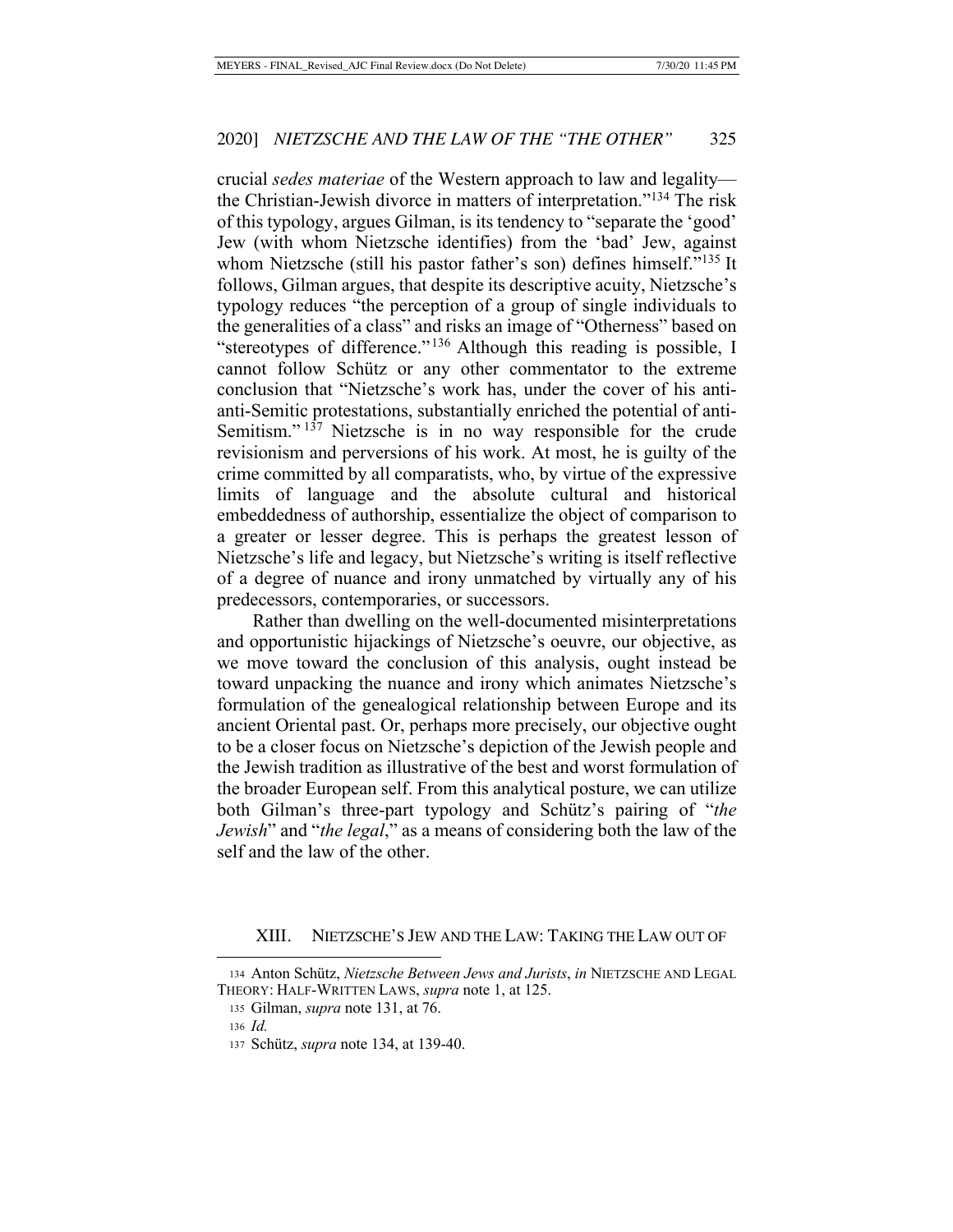crucial *sedes materiae* of the Western approach to law and legality—the Christian-Jewish divorce in matters of interpretation."[134] The risk of this typology, argues Gilman, is its tendency to "separate the 'good' Jew (with whom Nietzsche identifies) from the 'bad' Jew, against whom Nietzsche (still his pastor father's son) defines himself."[135] It follows, Gilman argues, that despite its descriptive acuity, Nietzsche's typology reduces "the perception of a group of single individuals to the generalities of a class" and risks an image of "Otherness" based on "stereotypes of difference."[136] Although this reading is possible, I cannot follow Schütz or any other commentator to the extreme conclusion that "Nietzsche's work has, under the cover of his anti-anti-Semitic protestations, substantially enriched the potential of anti-Semitism."[137] Nietzsche is in no way responsible for the crude revisionism and perversions of his work. At most, he is guilty of the crime committed by all comparatists, who, by virtue of the expressive limits of language and the absolute cultural and historical embeddedness of authorship, essentialize the object of comparison to a greater or lesser degree. This is perhaps the greatest lesson of Nietzsche's life and legacy, but Nietzsche's writing is itself reflective of a degree of nuance and irony unmatched by virtually any of his predecessors, contemporaries, or successors.

Rather than dwelling on the well-documented misinterpretations and opportunistic hijackings of Nietzsche's oeuvre, our objective, as we move toward the conclusion of this analysis, ought instead be toward unpacking the nuance and irony which animates Nietzsche's formulation of the genealogical relationship between Europe and its ancient Oriental past. Or, perhaps more precisely, our objective ought to be a closer focus on Nietzsche's depiction of the Jewish people and the Jewish tradition as illustrative of the best and worst formulation of the broader European self. From this analytical posture, we can utilize both Gilman's three-part typology and Schütz's pairing of "*the Jewish*" and "*the legal*," as a means of considering both the law of the self and the law of the other.

## XIII. NIETZSCHE'S JEW AND THE LAW: TAKING THE LAW OUT OF

134 Anton Schütz, *Nietzsche Between Jews and Jurists*, *in* NIETZSCHE AND LEGAL THEORY: HALF-WRITTEN LAWS, *supra* note 1, at 125.

135 Gilman, *supra* note 131, at 76.

136 *Id.*

137 Schütz, *supra* note 134, at 139-40.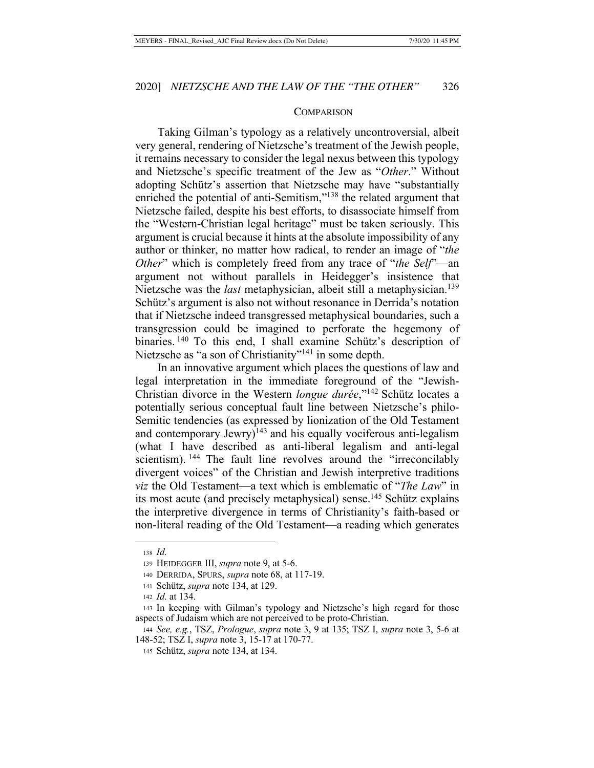## COMPARISON

Taking Gilman's typology as a relatively uncontroversial, albeit very general, rendering of Nietzsche's treatment of the Jewish people, it remains necessary to consider the legal nexus between this typology and Nietzsche's specific treatment of the Jew as "*Other*." Without adopting Schütz's assertion that Nietzsche may have "substantially enriched the potential of anti-Semitism,"[138] the related argument that Nietzsche failed, despite his best efforts, to disassociate himself from the "Western-Christian legal heritage" must be taken seriously. This argument is crucial because it hints at the absolute impossibility of any author or thinker, no matter how radical, to render an image of "*the Other*" which is completely freed from any trace of "*the Self*"—an argument not without parallels in Heidegger's insistence that Nietzsche was the *last* metaphysician, albeit still a metaphysician.[139] Schütz's argument is also not without resonance in Derrida's notation that if Nietzsche indeed transgressed metaphysical boundaries, such a transgression could be imagined to perforate the hegemony of binaries.[140] To this end, I shall examine Schütz's description of Nietzsche as "a son of Christianity"[141] in some depth.

In an innovative argument which places the questions of law and legal interpretation in the immediate foreground of the "Jewish-Christian divorce in the Western *longue durée*,"[142] Schütz locates a potentially serious conceptual fault line between Nietzsche's philo-Semitic tendencies (as expressed by lionization of the Old Testament and contemporary Jewry)[143] and his equally vociferous anti-legalism (what I have described as anti-liberal legalism and anti-legal scientism).[144] The fault line revolves around the "irreconcilably divergent voices" of the Christian and Jewish interpretive traditions *viz* the Old Testament—a text which is emblematic of "*The Law*" in its most acute (and precisely metaphysical) sense.[145] Schütz explains the interpretive divergence in terms of Christianity's faith-based or non-literal reading of the Old Testament—a reading which generates

---

[138] *Id.*

[139] HEIDEGGER III, *supra* note 9, at 5-6.

[140] DERRIDA, SPURS, *supra* note 68, at 117-19.

[141] Schütz, *supra* note 134, at 129.

[142] *Id.* at 134.

[143] In keeping with Gilman's typology and Nietzsche's high regard for those aspects of Judaism which are not perceived to be proto-Christian.

[144] *See, e.g.*, TSZ, *Prologue*, *supra* note 3, 9 at 135; TSZ I, *supra* note 3, 5-6 at 148-52; TSZ I, *supra* note 3, 15-17 at 170-77.

[145] Schütz, *supra* note 134, at 134.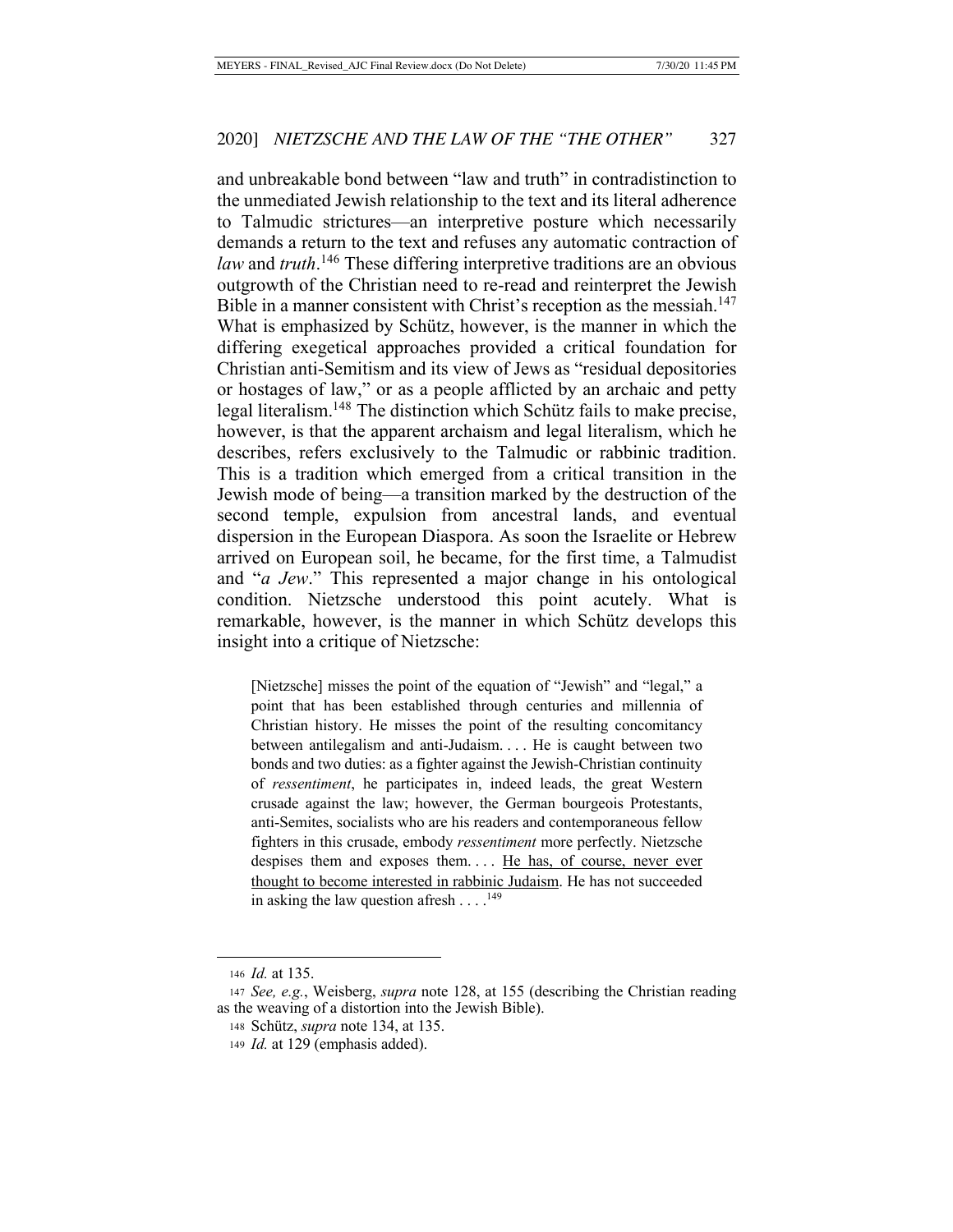and unbreakable bond between "law and truth" in contradistinction to the unmediated Jewish relationship to the text and its literal adherence to Talmudic strictures—an interpretive posture which necessarily demands a return to the text and refuses any automatic contraction of *law* and *truth*.[146] These differing interpretive traditions are an obvious outgrowth of the Christian need to re-read and reinterpret the Jewish Bible in a manner consistent with Christ's reception as the messiah.[147] What is emphasized by Schütz, however, is the manner in which the differing exegetical approaches provided a critical foundation for Christian anti-Semitism and its view of Jews as "residual depositories or hostages of law," or as a people afflicted by an archaic and petty legal literalism.[148] The distinction which Schütz fails to make precise, however, is that the apparent archaism and legal literalism, which he describes, refers exclusively to the Talmudic or rabbinic tradition. This is a tradition which emerged from a critical transition in the Jewish mode of being—a transition marked by the destruction of the second temple, expulsion from ancestral lands, and eventual dispersion in the European Diaspora. As soon the Israelite or Hebrew arrived on European soil, he became, for the first time, a Talmudist and "*a Jew*." This represented a major change in his ontological condition. Nietzsche understood this point acutely. What is remarkable, however, is the manner in which Schütz develops this insight into a critique of Nietzsche:

> [Nietzsche] misses the point of the equation of "Jewish" and "legal," a point that has been established through centuries and millennia of Christian history. He misses the point of the resulting concomitancy between antilegalism and anti-Judaism. . . . He is caught between two bonds and two duties: as a fighter against the Jewish-Christian continuity of *ressentiment*, he participates in, indeed leads, the great Western crusade against the law; however, the German bourgeois Protestants, anti-Semites, socialists who are his readers and contemporaneous fellow fighters in this crusade, embody *ressentiment* more perfectly. Nietzsche despises them and exposes them. . . . <u>He has, of course, never ever thought to become interested in rabbinic Judaism</u>. He has not succeeded in asking the law question afresh . . . .[149]

---

146 *Id.* at 135.

147 *See, e.g.*, Weisberg, *supra* note 128, at 155 (describing the Christian reading as the weaving of a distortion into the Jewish Bible).

148 Schütz, *supra* note 134, at 135.

149 *Id.* at 129 (emphasis added).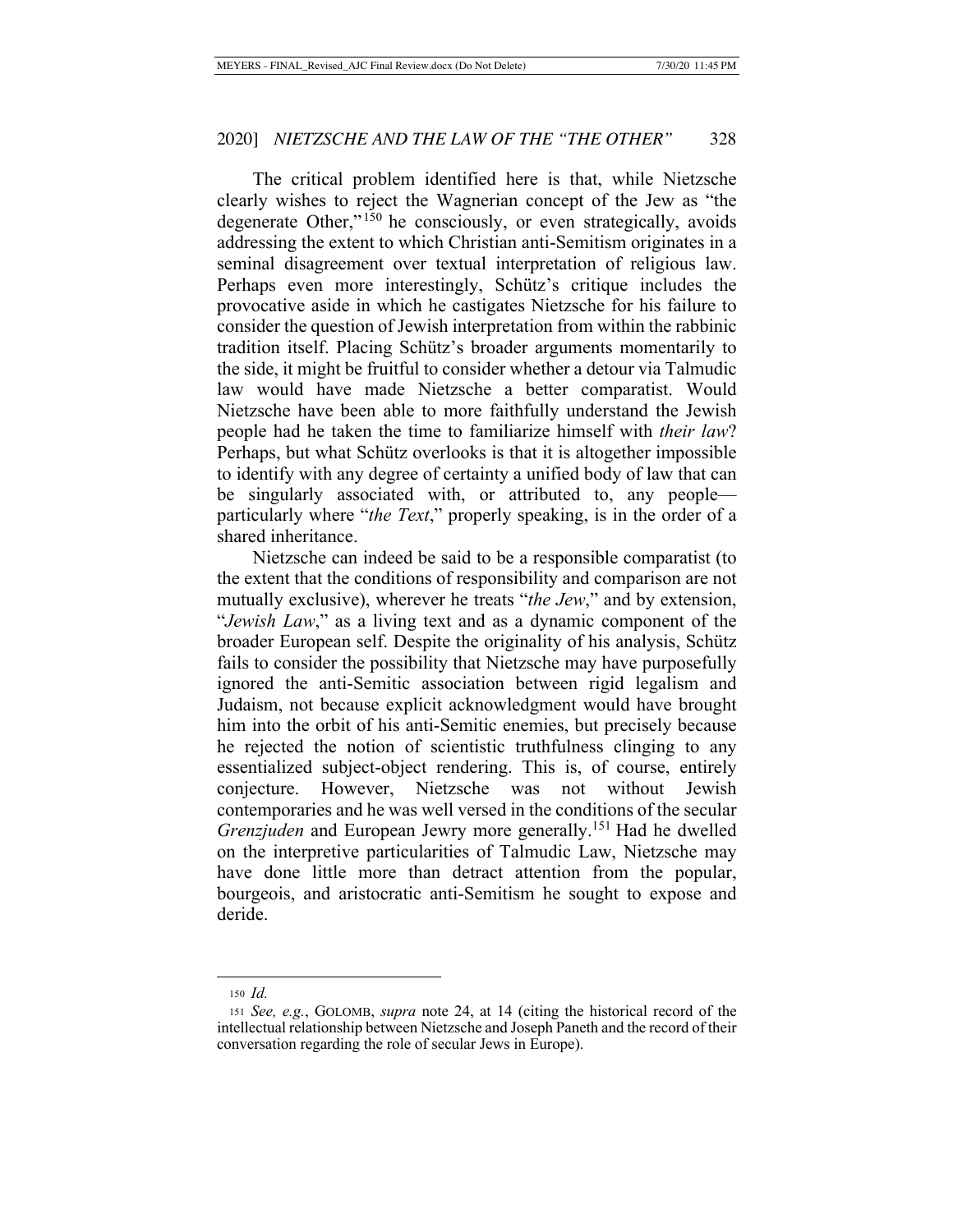The critical problem identified here is that, while Nietzsche clearly wishes to reject the Wagnerian concept of the Jew as "the degenerate Other,"[150] he consciously, or even strategically, avoids addressing the extent to which Christian anti-Semitism originates in a seminal disagreement over textual interpretation of religious law. Perhaps even more interestingly, Schütz's critique includes the provocative aside in which he castigates Nietzsche for his failure to consider the question of Jewish interpretation from within the rabbinic tradition itself. Placing Schütz's broader arguments momentarily to the side, it might be fruitful to consider whether a detour via Talmudic law would have made Nietzsche a better comparatist. Would Nietzsche have been able to more faithfully understand the Jewish people had he taken the time to familiarize himself with *their law*? Perhaps, but what Schütz overlooks is that it is altogether impossible to identify with any degree of certainty a unified body of law that can be singularly associated with, or attributed to, any people—particularly where "*the Text*," properly speaking, is in the order of a shared inheritance.

Nietzsche can indeed be said to be a responsible comparatist (to the extent that the conditions of responsibility and comparison are not mutually exclusive), wherever he treats "*the Jew*," and by extension, "*Jewish Law*," as a living text and as a dynamic component of the broader European self. Despite the originality of his analysis, Schütz fails to consider the possibility that Nietzsche may have purposefully ignored the anti-Semitic association between rigid legalism and Judaism, not because explicit acknowledgment would have brought him into the orbit of his anti-Semitic enemies, but precisely because he rejected the notion of scientistic truthfulness clinging to any essentialized subject-object rendering. This is, of course, entirely conjecture. However, Nietzsche was not without Jewish contemporaries and he was well versed in the conditions of the secular *Grenzjuden* and European Jewry more generally.[151] Had he dwelled on the interpretive particularities of Talmudic Law, Nietzsche may have done little more than detract attention from the popular, bourgeois, and aristocratic anti-Semitism he sought to expose and deride.

---

150 *Id.*

151 *See, e.g.*, GOLOMB, *supra* note 24, at 14 (citing the historical record of the intellectual relationship between Nietzsche and Joseph Paneth and the record of their conversation regarding the role of secular Jews in Europe).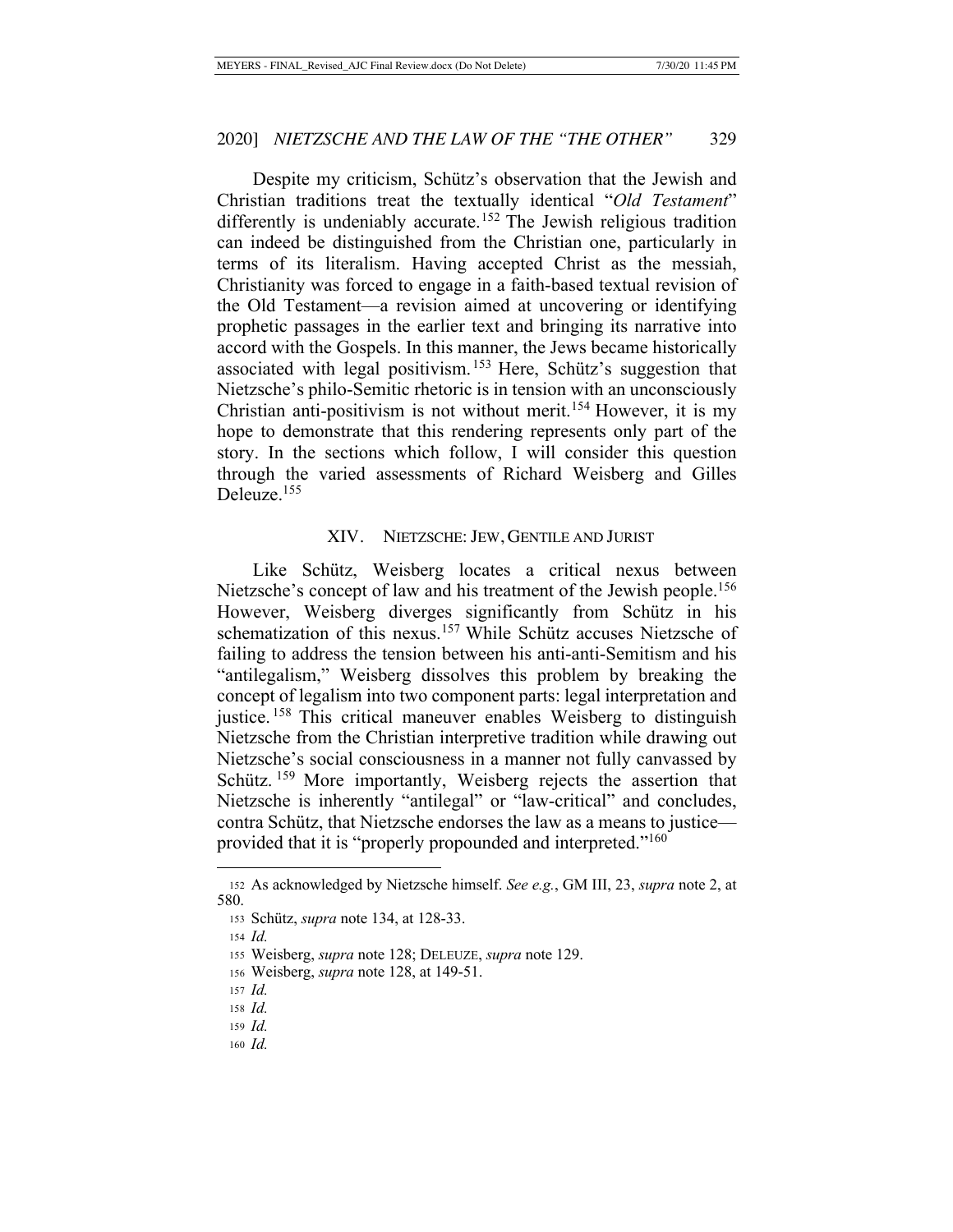Despite my criticism, Schütz's observation that the Jewish and Christian traditions treat the textually identical "*Old Testament*" differently is undeniably accurate.[152] The Jewish religious tradition can indeed be distinguished from the Christian one, particularly in terms of its literalism. Having accepted Christ as the messiah, Christianity was forced to engage in a faith-based textual revision of the Old Testament—a revision aimed at uncovering or identifying prophetic passages in the earlier text and bringing its narrative into accord with the Gospels. In this manner, the Jews became historically associated with legal positivism.[153] Here, Schütz's suggestion that Nietzsche's philo-Semitic rhetoric is in tension with an unconsciously Christian anti-positivism is not without merit.[154] However, it is my hope to demonstrate that this rendering represents only part of the story. In the sections which follow, I will consider this question through the varied assessments of Richard Weisberg and Gilles Deleuze.[155]

## XIV. NIETZSCHE: JEW, GENTILE AND JURIST

Like Schütz, Weisberg locates a critical nexus between Nietzsche's concept of law and his treatment of the Jewish people.[156] However, Weisberg diverges significantly from Schütz in his schematization of this nexus.[157] While Schütz accuses Nietzsche of failing to address the tension between his anti-anti-Semitism and his "antilegalism," Weisberg dissolves this problem by breaking the concept of legalism into two component parts: legal interpretation and justice.[158] This critical maneuver enables Weisberg to distinguish Nietzsche from the Christian interpretive tradition while drawing out Nietzsche's social consciousness in a manner not fully canvassed by Schütz.[159] More importantly, Weisberg rejects the assertion that Nietzsche is inherently "antilegal" or "law-critical" and concludes, contra Schütz, that Nietzsche endorses the law as a means to justice—provided that it is "properly propounded and interpreted."[160]

---

152 As acknowledged by Nietzsche himself. *See e.g.*, GM III, 23, *supra* note 2, at 580.

153 Schütz, *supra* note 134, at 128-33.

154 *Id.*

155 Weisberg, *supra* note 128; DELEUZE, *supra* note 129.

156 Weisberg, *supra* note 128, at 149-51.

157 *Id.*

158 *Id.*

159 *Id.*

160 *Id.*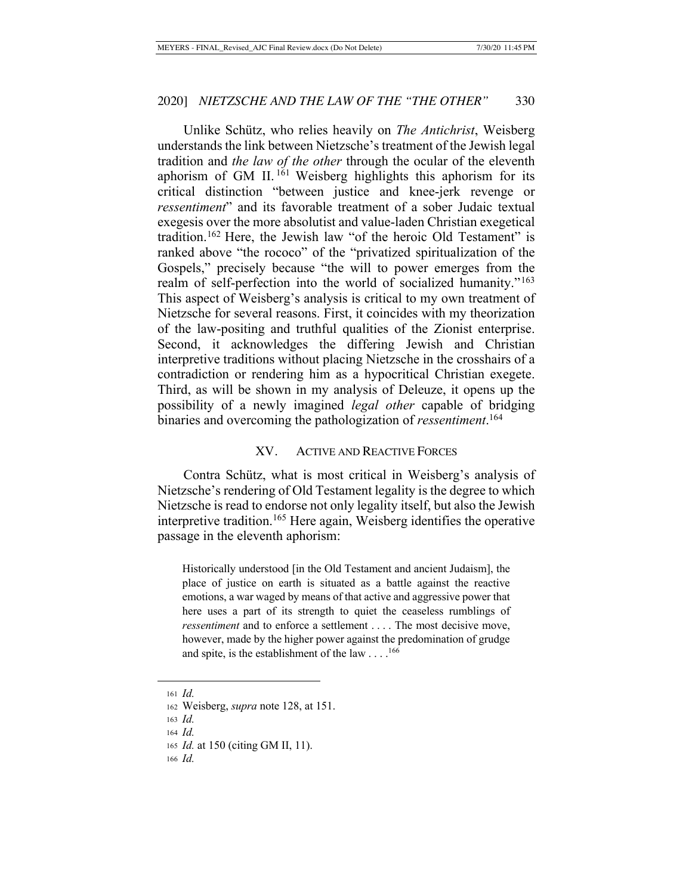Unlike Schütz, who relies heavily on *The Antichrist*, Weisberg understands the link between Nietzsche's treatment of the Jewish legal tradition and *the law of the other* through the ocular of the eleventh aphorism of GM II.[161] Weisberg highlights this aphorism for its critical distinction "between justice and knee-jerk revenge or *ressentiment*" and its favorable treatment of a sober Judaic textual exegesis over the more absolutist and value-laden Christian exegetical tradition.[162] Here, the Jewish law "of the heroic Old Testament" is ranked above "the rococo" of the "privatized spiritualization of the Gospels," precisely because "the will to power emerges from the realm of self-perfection into the world of socialized humanity."[163] This aspect of Weisberg's analysis is critical to my own treatment of Nietzsche for several reasons. First, it coincides with my theorization of the law-positing and truthful qualities of the Zionist enterprise. Second, it acknowledges the differing Jewish and Christian interpretive traditions without placing Nietzsche in the crosshairs of a contradiction or rendering him as a hypocritical Christian exegete. Third, as will be shown in my analysis of Deleuze, it opens up the possibility of a newly imagined *legal other* capable of bridging binaries and overcoming the pathologization of *ressentiment*.[164]

## XV. Active and Reactive Forces

Contra Schütz, what is most critical in Weisberg's analysis of Nietzsche's rendering of Old Testament legality is the degree to which Nietzsche is read to endorse not only legality itself, but also the Jewish interpretive tradition.[165] Here again, Weisberg identifies the operative passage in the eleventh aphorism:

> Historically understood [in the Old Testament and ancient Judaism], the place of justice on earth is situated as a battle against the reactive emotions, a war waged by means of that active and aggressive power that here uses a part of its strength to quiet the ceaseless rumblings of *ressentiment* and to enforce a settlement . . . . The most decisive move, however, made by the higher power against the predomination of grudge and spite, is the establishment of the law . . . .[166]

---

161 *Id.*

162 Weisberg, *supra* note 128, at 151.

163 *Id.*

164 *Id.*

165 *Id.* at 150 (citing GM II, 11).

166 *Id.*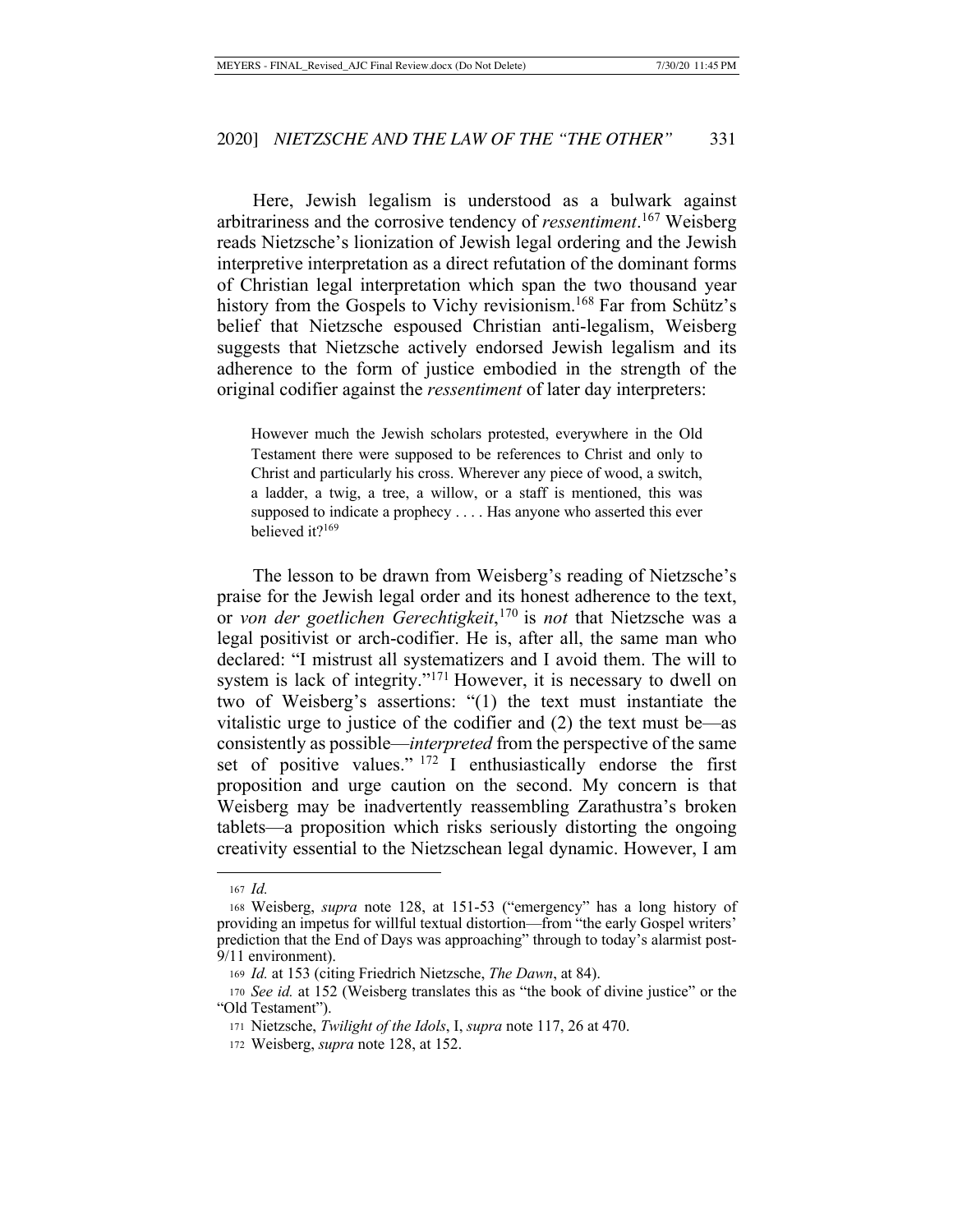Here, Jewish legalism is understood as a bulwark against arbitrariness and the corrosive tendency of *ressentiment*.[167] Weisberg reads Nietzsche's lionization of Jewish legal ordering and the Jewish interpretive interpretation as a direct refutation of the dominant forms of Christian legal interpretation which span the two thousand year history from the Gospels to Vichy revisionism.[168] Far from Schütz's belief that Nietzsche espoused Christian anti-legalism, Weisberg suggests that Nietzsche actively endorsed Jewish legalism and its adherence to the form of justice embodied in the strength of the original codifier against the *ressentiment* of later day interpreters:

> However much the Jewish scholars protested, everywhere in the Old Testament there were supposed to be references to Christ and only to Christ and particularly his cross. Wherever any piece of wood, a switch, a ladder, a twig, a tree, a willow, or a staff is mentioned, this was supposed to indicate a prophecy . . . . Has anyone who asserted this ever believed it?[169]

The lesson to be drawn from Weisberg's reading of Nietzsche's praise for the Jewish legal order and its honest adherence to the text, or *von der goetlichen Gerechtigkeit*,[170] is *not* that Nietzsche was a legal positivist or arch-codifier. He is, after all, the same man who declared: "I mistrust all systematizers and I avoid them. The will to system is lack of integrity."[171] However, it is necessary to dwell on two of Weisberg's assertions: "(1) the text must instantiate the vitalistic urge to justice of the codifier and (2) the text must be—as consistently as possible—*interpreted* from the perspective of the same set of positive values." [172] I enthusiastically endorse the first proposition and urge caution on the second. My concern is that Weisberg may be inadvertently reassembling Zarathustra's broken tablets—a proposition which risks seriously distorting the ongoing creativity essential to the Nietzschean legal dynamic. However, I am

---

167 *Id.*

168 Weisberg, *supra* note 128, at 151-53 ("emergency" has a long history of providing an impetus for willful textual distortion—from "the early Gospel writers' prediction that the End of Days was approaching" through to today's alarmist post-9/11 environment).

169 *Id.* at 153 (citing Friedrich Nietzsche, *The Dawn*, at 84).

170 *See id.* at 152 (Weisberg translates this as "the book of divine justice" or the "Old Testament").

171 Nietzsche, *Twilight of the Idols*, I, *supra* note 117, 26 at 470.

172 Weisberg, *supra* note 128, at 152.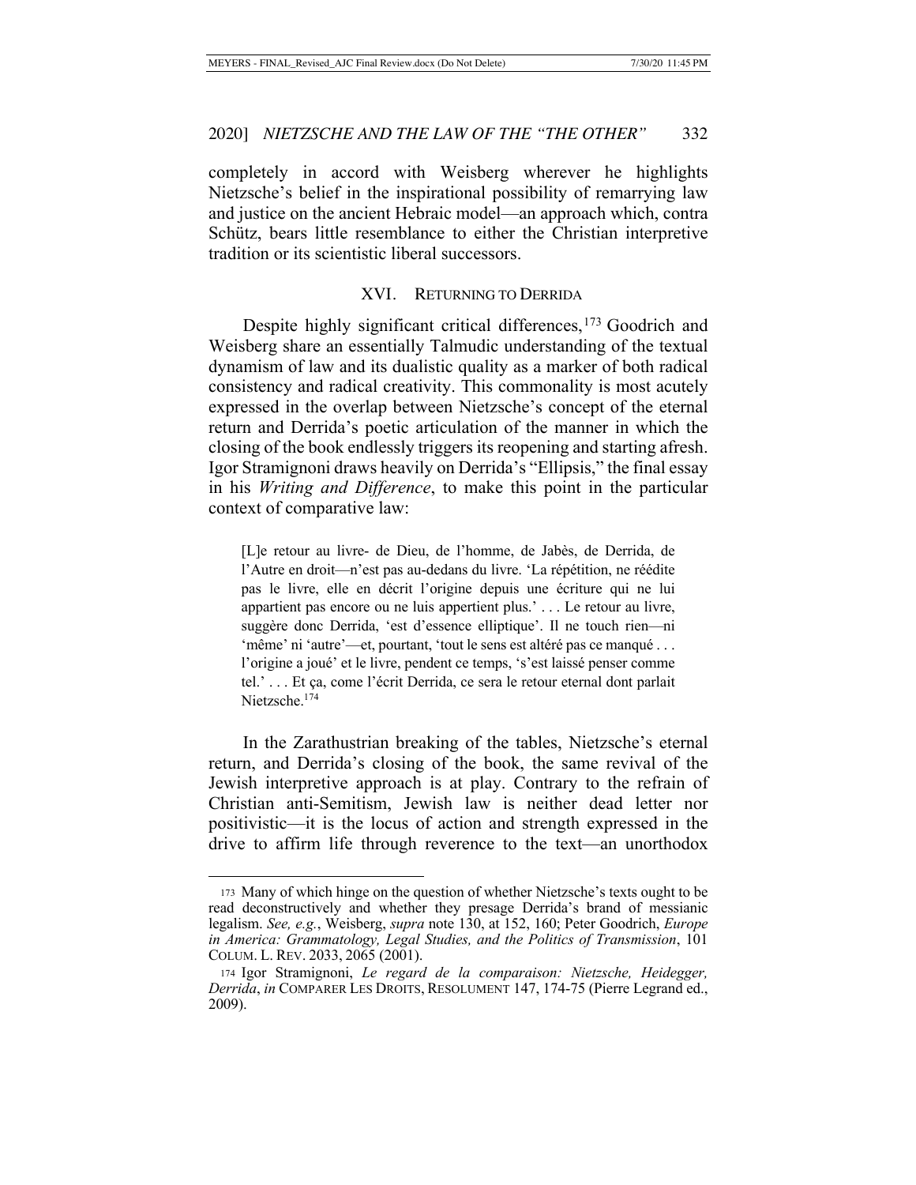completely in accord with Weisberg wherever he highlights Nietzsche's belief in the inspirational possibility of remarrying law and justice on the ancient Hebraic model—an approach which, contra Schütz, bears little resemblance to either the Christian interpretive tradition or its scientistic liberal successors.

## XVI. RETURNING TO DERRIDA

Despite highly significant critical differences,[173] Goodrich and Weisberg share an essentially Talmudic understanding of the textual dynamism of law and its dualistic quality as a marker of both radical consistency and radical creativity. This commonality is most acutely expressed in the overlap between Nietzsche's concept of the eternal return and Derrida's poetic articulation of the manner in which the closing of the book endlessly triggers its reopening and starting afresh. Igor Stramignoni draws heavily on Derrida's "Ellipsis," the final essay in his *Writing and Difference*, to make this point in the particular context of comparative law:

> [L]e retour au livre- de Dieu, de l'homme, de Jabès, de Derrida, de l'Autre en droit—n'est pas au-dedans du livre. 'La répétition, ne réédite pas le livre, elle en décrit l'origine depuis une écriture qui ne lui appartient pas encore ou ne luis appertient plus.' . . . Le retour au livre, suggère donc Derrida, 'est d'essence elliptique'. Il ne touch rien—ni 'même' ni 'autre'—et, pourtant, 'tout le sens est altéré pas ce manqué . . . l'origine a joué' et le livre, pendent ce temps, 's'est laissé penser comme tel.' . . . Et ça, come l'écrit Derrida, ce sera le retour eternal dont parlait Nietzsche.[174]

In the Zarathustrian breaking of the tables, Nietzsche's eternal return, and Derrida's closing of the book, the same revival of the Jewish interpretive approach is at play. Contrary to the refrain of Christian anti-Semitism, Jewish law is neither dead letter nor positivistic—it is the locus of action and strength expressed in the drive to affirm life through reverence to the text—an unorthodox

---

[173] Many of which hinge on the question of whether Nietzsche's texts ought to be read deconstructively and whether they presage Derrida's brand of messianic legalism. *See, e.g.*, Weisberg, *supra* note 130, at 152, 160; Peter Goodrich, *Europe in America: Grammatology, Legal Studies, and the Politics of Transmission*, 101 COLUM. L. REV. 2033, 2065 (2001).

[174] Igor Stramignoni, *Le regard de la comparaison: Nietzsche, Heidegger, Derrida*, *in* COMPARER LES DROITS, RESOLUMENT 147, 174-75 (Pierre Legrand ed., 2009).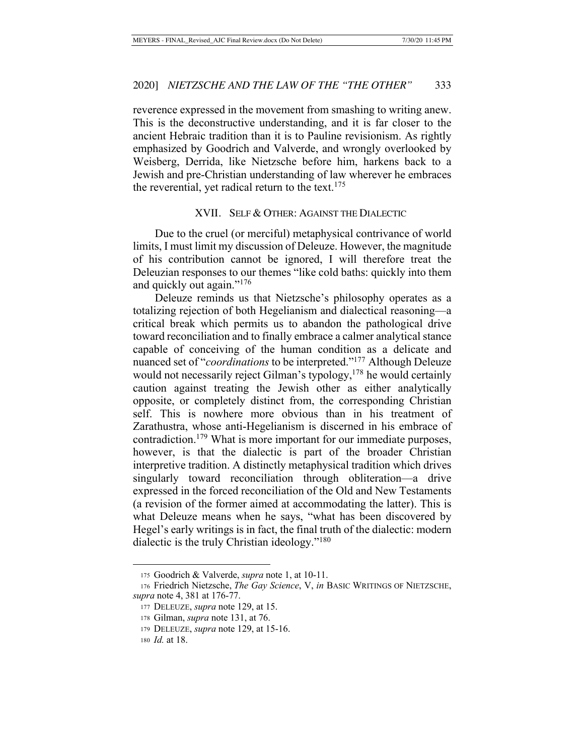reverence expressed in the movement from smashing to writing anew. This is the deconstructive understanding, and it is far closer to the ancient Hebraic tradition than it is to Pauline revisionism. As rightly emphasized by Goodrich and Valverde, and wrongly overlooked by Weisberg, Derrida, like Nietzsche before him, harkens back to a Jewish and pre-Christian understanding of law wherever he embraces the reverential, yet radical return to the text.[175]

## XVII. Self & Other: Against the Dialectic

Due to the cruel (or merciful) metaphysical contrivance of world limits, I must limit my discussion of Deleuze. However, the magnitude of his contribution cannot be ignored, I will therefore treat the Deleuzian responses to our themes "like cold baths: quickly into them and quickly out again."[176]

Deleuze reminds us that Nietzsche's philosophy operates as a totalizing rejection of both Hegelianism and dialectical reasoning—a critical break which permits us to abandon the pathological drive toward reconciliation and to finally embrace a calmer analytical stance capable of conceiving of the human condition as a delicate and nuanced set of "*coordinations* to be interpreted."[177] Although Deleuze would not necessarily reject Gilman's typology,[178] he would certainly caution against treating the Jewish other as either analytically opposite, or completely distinct from, the corresponding Christian self. This is nowhere more obvious than in his treatment of Zarathustra, whose anti-Hegelianism is discerned in his embrace of contradiction.[179] What is more important for our immediate purposes, however, is that the dialectic is part of the broader Christian interpretive tradition. A distinctly metaphysical tradition which drives singularly toward reconciliation through obliteration—a drive expressed in the forced reconciliation of the Old and New Testaments (a revision of the former aimed at accommodating the latter). This is what Deleuze means when he says, "what has been discovered by Hegel's early writings is in fact, the final truth of the dialectic: modern dialectic is the truly Christian ideology."[180]

---

175 Goodrich & Valverde, *supra* note 1, at 10-11.

176 Friedrich Nietzsche, *The Gay Science*, V, *in* BASIC WRITINGS OF NIETZSCHE, *supra* note 4, 381 at 176-77.

177 DELEUZE, *supra* note 129, at 15.

178 Gilman, *supra* note 131, at 76.

179 DELEUZE, *supra* note 129, at 15-16.

180 *Id.* at 18.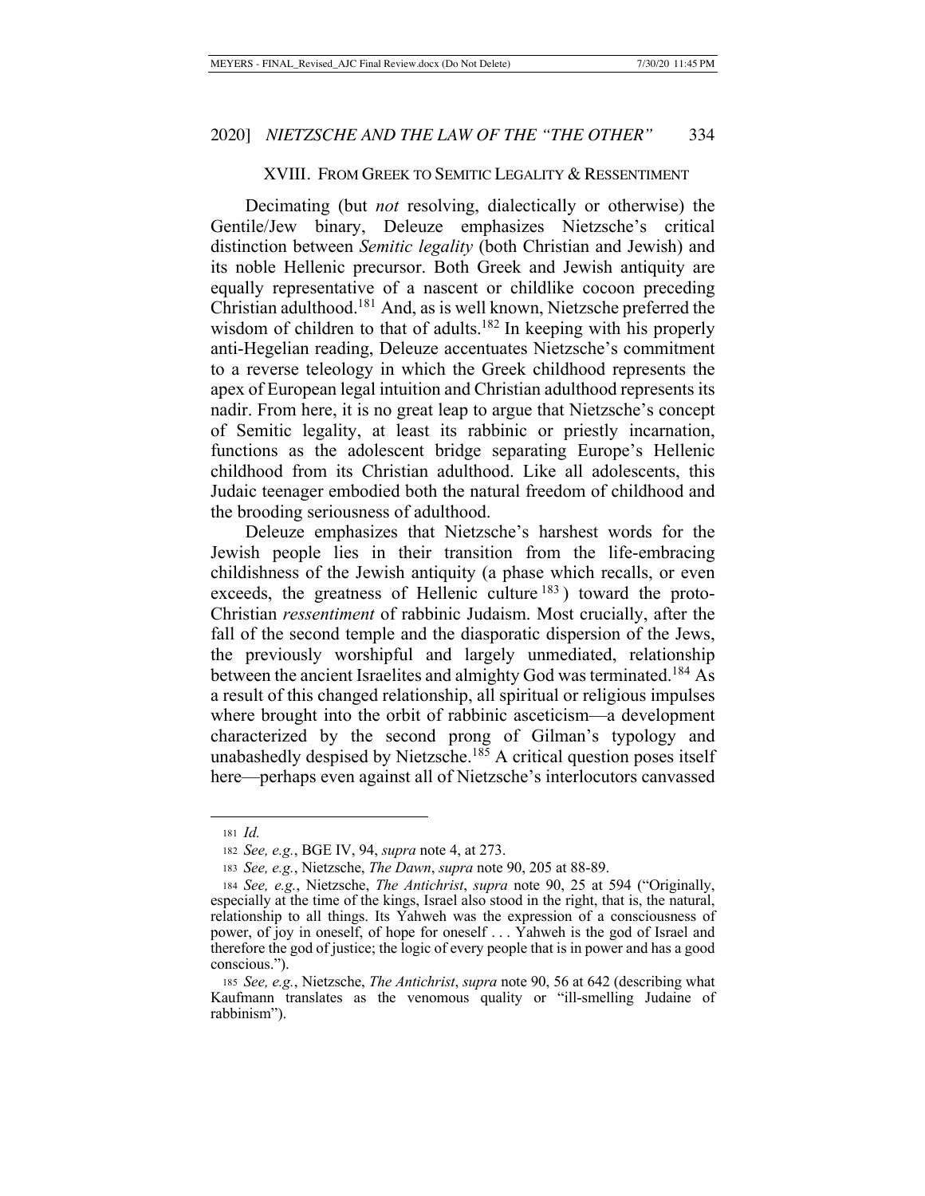## XVIII. FROM GREEK TO SEMITIC LEGALITY & RESSENTIMENT

Decimating (but *not* resolving, dialectically or otherwise) the Gentile/Jew binary, Deleuze emphasizes Nietzsche's critical distinction between *Semitic legality* (both Christian and Jewish) and its noble Hellenic precursor. Both Greek and Jewish antiquity are equally representative of a nascent or childlike cocoon preceding Christian adulthood.[181] And, as is well known, Nietzsche preferred the wisdom of children to that of adults.[182] In keeping with his properly anti-Hegelian reading, Deleuze accentuates Nietzsche's commitment to a reverse teleology in which the Greek childhood represents the apex of European legal intuition and Christian adulthood represents its nadir. From here, it is no great leap to argue that Nietzsche's concept of Semitic legality, at least its rabbinic or priestly incarnation, functions as the adolescent bridge separating Europe's Hellenic childhood from its Christian adulthood. Like all adolescents, this Judaic teenager embodied both the natural freedom of childhood and the brooding seriousness of adulthood.

Deleuze emphasizes that Nietzsche's harshest words for the Jewish people lies in their transition from the life-embracing childishness of the Jewish antiquity (a phase which recalls, or even exceeds, the greatness of Hellenic culture[183]) toward the proto-Christian *ressentiment* of rabbinic Judaism. Most crucially, after the fall of the second temple and the diasporatic dispersion of the Jews, the previously worshipful and largely unmediated, relationship between the ancient Israelites and almighty God was terminated.[184] As a result of this changed relationship, all spiritual or religious impulses where brought into the orbit of rabbinic asceticism—a development characterized by the second prong of Gilman's typology and unabashedly despised by Nietzsche.[185] A critical question poses itself here—perhaps even against all of Nietzsche's interlocutors canvassed

---

181 *Id.*

182 *See, e.g.*, BGE IV, 94, *supra* note 4, at 273.

183 *See, e.g.*, Nietzsche, *The Dawn*, *supra* note 90, 205 at 88-89.

184 *See, e.g.*, Nietzsche, *The Antichrist*, *supra* note 90, 25 at 594 ("Originally, especially at the time of the kings, Israel also stood in the right, that is, the natural, relationship to all things. Its Yahweh was the expression of a consciousness of power, of joy in oneself, of hope for oneself . . . Yahweh is the god of Israel and therefore the god of justice; the logic of every people that is in power and has a good conscious.").

185 *See, e.g.*, Nietzsche, *The Antichrist*, *supra* note 90, 56 at 642 (describing what Kaufmann translates as the venomous quality or "ill-smelling Judaine of rabbinism").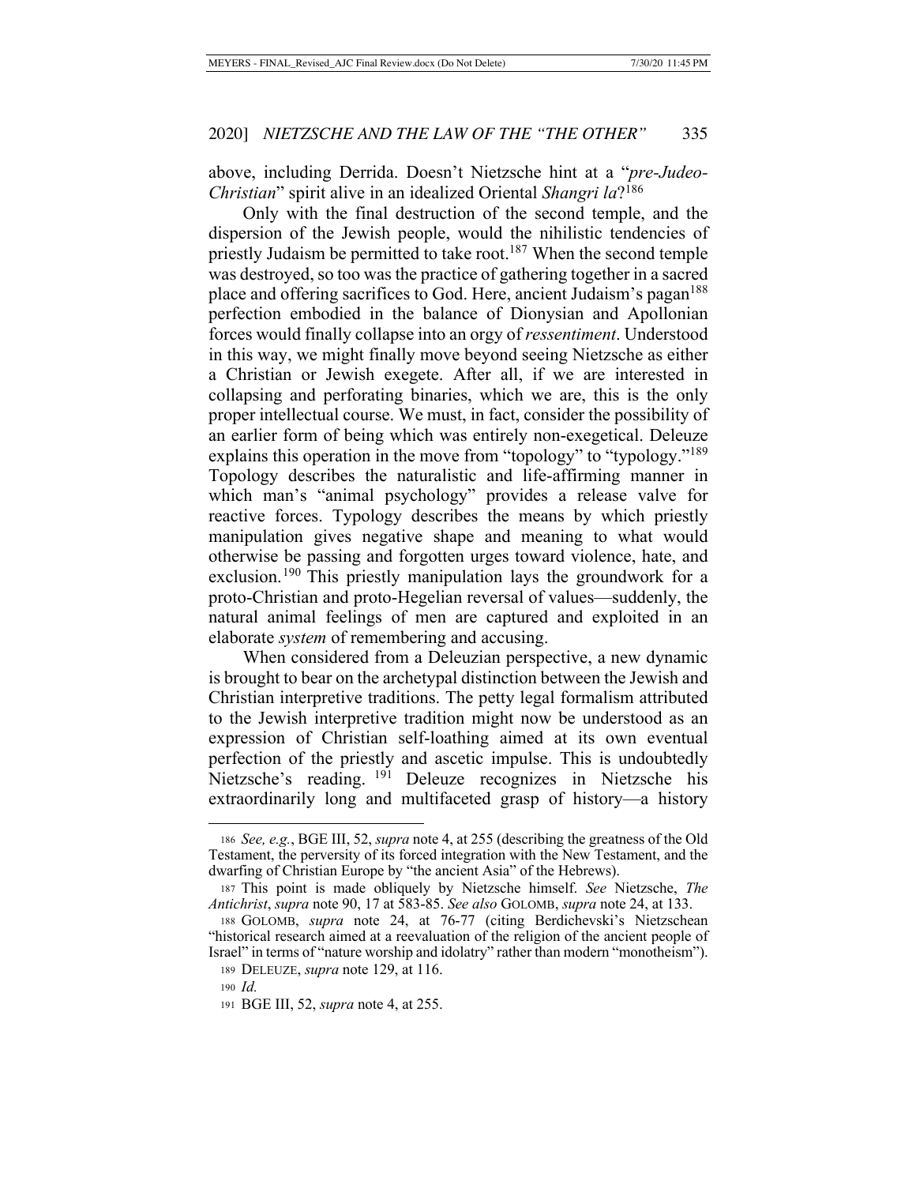above, including Derrida. Doesn't Nietzsche hint at a "*pre-Judeo-Christian*" spirit alive in an idealized Oriental *Shangri la*?[186]

Only with the final destruction of the second temple, and the dispersion of the Jewish people, would the nihilistic tendencies of priestly Judaism be permitted to take root.[187] When the second temple was destroyed, so too was the practice of gathering together in a sacred place and offering sacrifices to God. Here, ancient Judaism's pagan[188] perfection embodied in the balance of Dionysian and Apollonian forces would finally collapse into an orgy of *ressentiment*. Understood in this way, we might finally move beyond seeing Nietzsche as either a Christian or Jewish exegete. After all, if we are interested in collapsing and perforating binaries, which we are, this is the only proper intellectual course. We must, in fact, consider the possibility of an earlier form of being which was entirely non-exegetical. Deleuze explains this operation in the move from "topology" to "typology."[189] Topology describes the naturalistic and life-affirming manner in which man's "animal psychology" provides a release valve for reactive forces. Typology describes the means by which priestly manipulation gives negative shape and meaning to what would otherwise be passing and forgotten urges toward violence, hate, and exclusion.[190] This priestly manipulation lays the groundwork for a proto-Christian and proto-Hegelian reversal of values—suddenly, the natural animal feelings of men are captured and exploited in an elaborate *system* of remembering and accusing.

When considered from a Deleuzian perspective, a new dynamic is brought to bear on the archetypal distinction between the Jewish and Christian interpretive traditions. The petty legal formalism attributed to the Jewish interpretive tradition might now be understood as an expression of Christian self-loathing aimed at its own eventual perfection of the priestly and ascetic impulse. This is undoubtedly Nietzsche's reading.[191] Deleuze recognizes in Nietzsche his extraordinarily long and multifaceted grasp of history—a history

---

186 *See, e.g.*, BGE III, 52, *supra* note 4, at 255 (describing the greatness of the Old Testament, the perversity of its forced integration with the New Testament, and the dwarfing of Christian Europe by "the ancient Asia" of the Hebrews).

187 This point is made obliquely by Nietzsche himself. *See* Nietzsche, *The Antichrist*, *supra* note 90, 17 at 583-85. *See also* GOLOMB, *supra* note 24, at 133.

188 GOLOMB, *supra* note 24, at 76-77 (citing Berdichevski's Nietzschean "historical research aimed at a reevaluation of the religion of the ancient people of Israel" in terms of "nature worship and idolatry" rather than modern "monotheism").

189 DELEUZE, *supra* note 129, at 116.

190 *Id.*

191 BGE III, 52, *supra* note 4, at 255.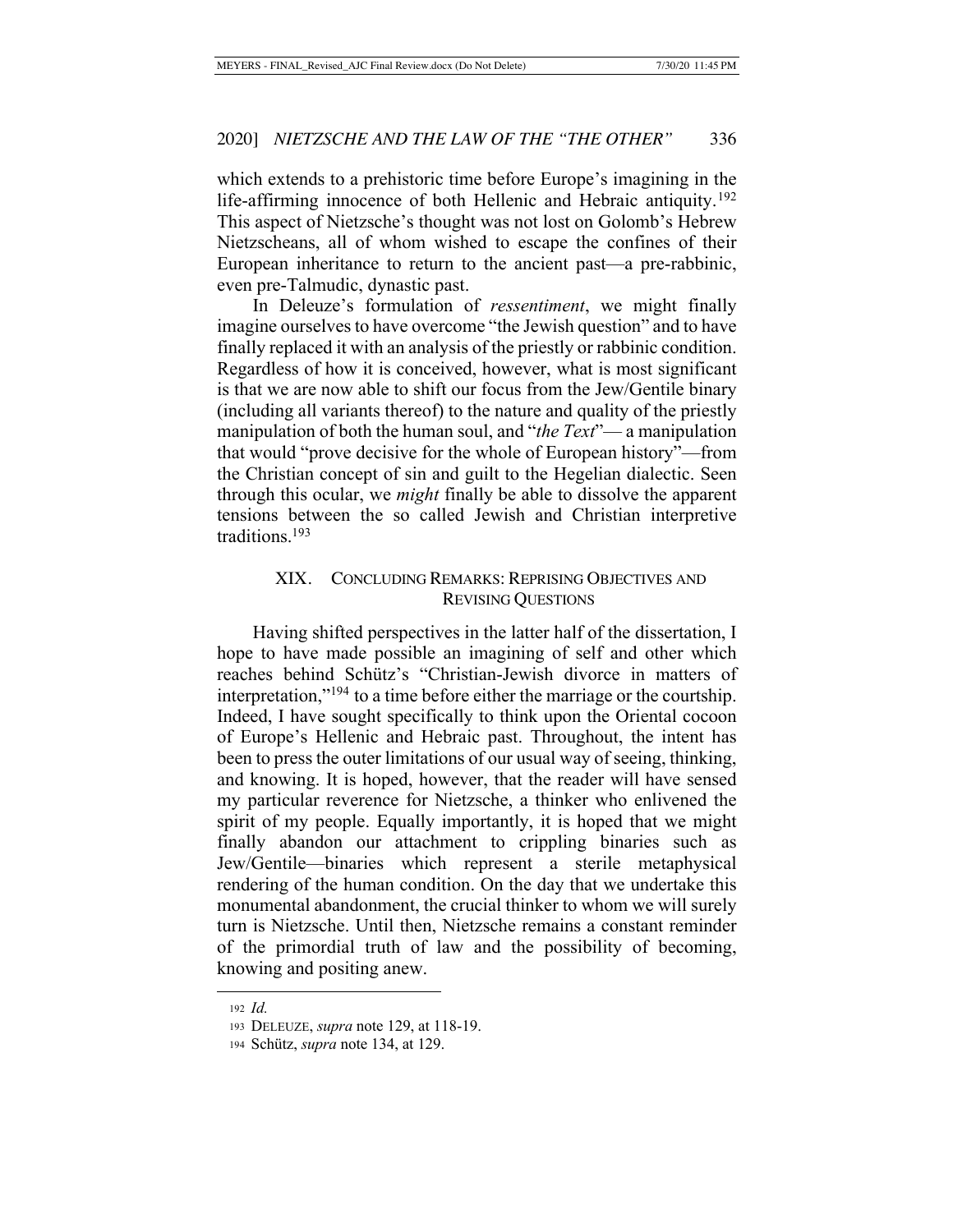which extends to a prehistoric time before Europe's imagining in the life-affirming innocence of both Hellenic and Hebraic antiquity.[192] This aspect of Nietzsche's thought was not lost on Golomb's Hebrew Nietzscheans, all of whom wished to escape the confines of their European inheritance to return to the ancient past—a pre-rabbinic, even pre-Talmudic, dynastic past.

In Deleuze's formulation of *ressentiment*, we might finally imagine ourselves to have overcome "the Jewish question" and to have finally replaced it with an analysis of the priestly or rabbinic condition. Regardless of how it is conceived, however, what is most significant is that we are now able to shift our focus from the Jew/Gentile binary (including all variants thereof) to the nature and quality of the priestly manipulation of both the human soul, and "*the Text*"— a manipulation that would "prove decisive for the whole of European history"—from the Christian concept of sin and guilt to the Hegelian dialectic. Seen through this ocular, we *might* finally be able to dissolve the apparent tensions between the so called Jewish and Christian interpretive traditions.[193]

## XIX. Concluding Remarks: Reprising Objectives and Revising Questions

Having shifted perspectives in the latter half of the dissertation, I hope to have made possible an imagining of self and other which reaches behind Schütz's "Christian-Jewish divorce in matters of interpretation,"[194] to a time before either the marriage or the courtship. Indeed, I have sought specifically to think upon the Oriental cocoon of Europe's Hellenic and Hebraic past. Throughout, the intent has been to press the outer limitations of our usual way of seeing, thinking, and knowing. It is hoped, however, that the reader will have sensed my particular reverence for Nietzsche, a thinker who enlivened the spirit of my people. Equally importantly, it is hoped that we might finally abandon our attachment to crippling binaries such as Jew/Gentile—binaries which represent a sterile metaphysical rendering of the human condition. On the day that we undertake this monumental abandonment, the crucial thinker to whom we will surely turn is Nietzsche. Until then, Nietzsche remains a constant reminder of the primordial truth of law and the possibility of becoming, knowing and positing anew.

---

192 *Id.*

193 Deleuze, *supra* note 129, at 118-19.

194 Schütz, *supra* note 134, at 129.